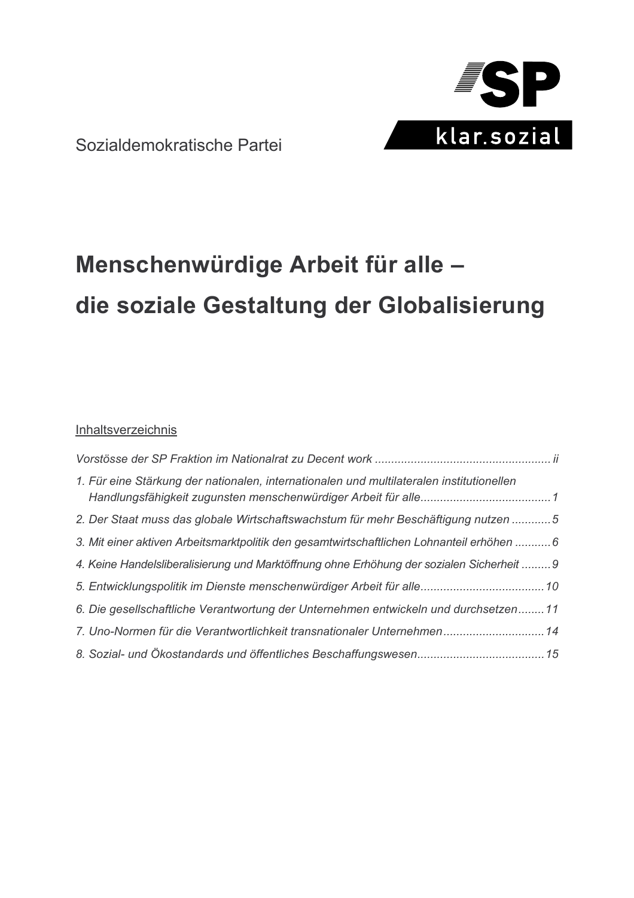**SP**
klar.sozial

Sozialdemokratische Partei

# Menschenwürdige Arbeit für alle – die soziale Gestaltung der Globalisierung

Inhaltsverzeichnis

*Vorstösse der SP Fraktion im Nationalrat zu Decent work ...................................................... ii*

*1. Für eine Stärkung der nationalen, internationalen und multilateralen institutionellen Handlungsfähigkeit zugunsten menschenwürdiger Arbeit für alle........................................1*

*2. Der Staat muss das globale Wirtschaftswachstum für mehr Beschäftigung nutzen ............5*

*3. Mit einer aktiven Arbeitsmarktpolitik den gesamtwirtschaftlichen Lohnanteil erhöhen ...........6*

*4. Keine Handelsliberalisierung und Marktöffnung ohne Erhöhung der sozialen Sicherheit .........9*

*5. Entwicklungspolitik im Dienste menschenwürdiger Arbeit für alle......................................10*

*6. Die gesellschaftliche Verantwortung der Unternehmen entwickeln und durchsetzen........11*

*7. Uno-Normen für die Verantwortlichkeit transnationaler Unternehmen...............................14*

*8. Sozial- und Ökostandards und öffentliches Beschaffungswesen.......................................15*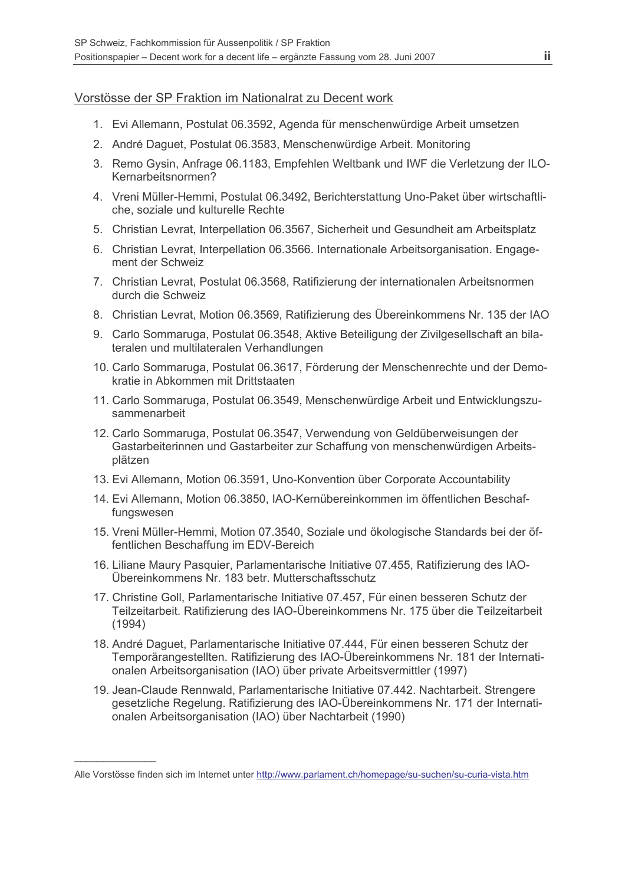## Vorstösse der SP Fraktion im Nationalrat zu Decent work

1. Evi Allemann, Postulat 06.3592, Agenda für menschenwürdige Arbeit umsetzen
2. André Daguet, Postulat 06.3583, Menschenwürdige Arbeit. Monitoring
3. Remo Gysin, Anfrage 06.1183, Empfehlen Weltbank und IWF die Verletzung der ILO-Kernarbeitsnormen?
4. Vreni Müller-Hemmi, Postulat 06.3492, Berichterstattung Uno-Paket über wirtschaftliche, soziale und kulturelle Rechte
5. Christian Levrat, Interpellation 06.3567, Sicherheit und Gesundheit am Arbeitsplatz
6. Christian Levrat, Interpellation 06.3566. Internationale Arbeitsorganisation. Engagement der Schweiz
7. Christian Levrat, Postulat 06.3568, Ratifizierung der internationalen Arbeitsnormen durch die Schweiz
8. Christian Levrat, Motion 06.3569, Ratifizierung des Übereinkommens Nr. 135 der IAO
9. Carlo Sommaruga, Postulat 06.3548, Aktive Beteiligung der Zivilgesellschaft an bilateralen und multilateralen Verhandlungen
10. Carlo Sommaruga, Postulat 06.3617, Förderung der Menschenrechte und der Demokratie in Abkommen mit Drittstaaten
11. Carlo Sommaruga, Postulat 06.3549, Menschenwürdige Arbeit und Entwicklungszusammenarbeit
12. Carlo Sommaruga, Postulat 06.3547, Verwendung von Geldüberweisungen der Gastarbeiterinnen und Gastarbeiter zur Schaffung von menschenwürdigen Arbeitsplätzen
13. Evi Allemann, Motion 06.3591, Uno-Konvention über Corporate Accountability
14. Evi Allemann, Motion 06.3850, IAO-Kernübereinkommen im öffentlichen Beschaffungswesen
15. Vreni Müller-Hemmi, Motion 07.3540, Soziale und ökologische Standards bei der öffentlichen Beschaffung im EDV-Bereich
16. Liliane Maury Pasquier, Parlamentarische Initiative 07.455, Ratifizierung des IAO-Übereinkommens Nr. 183 betr. Mutterschaftsschutz
17. Christine Goll, Parlamentarische Initiative 07.457, Für einen besseren Schutz der Teilzeitarbeit. Ratifizierung des IAO-Übereinkommens Nr. 175 über die Teilzeitarbeit (1994)
18. André Daguet, Parlamentarische Initiative 07.444, Für einen besseren Schutz der Temporärangestellten. Ratifizierung des IAO-Übereinkommens Nr. 181 der Internationalen Arbeitsorganisation (IAO) über private Arbeitsvermittler (1997)
19. Jean-Claude Rennwald, Parlamentarische Initiative 07.442. Nachtarbeit. Strengere gesetzliche Regelung. Ratifizierung des IAO-Übereinkommens Nr. 171 der Internationalen Arbeitsorganisation (IAO) über Nachtarbeit (1990)

---

Alle Vorstösse finden sich im Internet unter http://www.parlament.ch/homepage/su-suchen/su-curia-vista.htm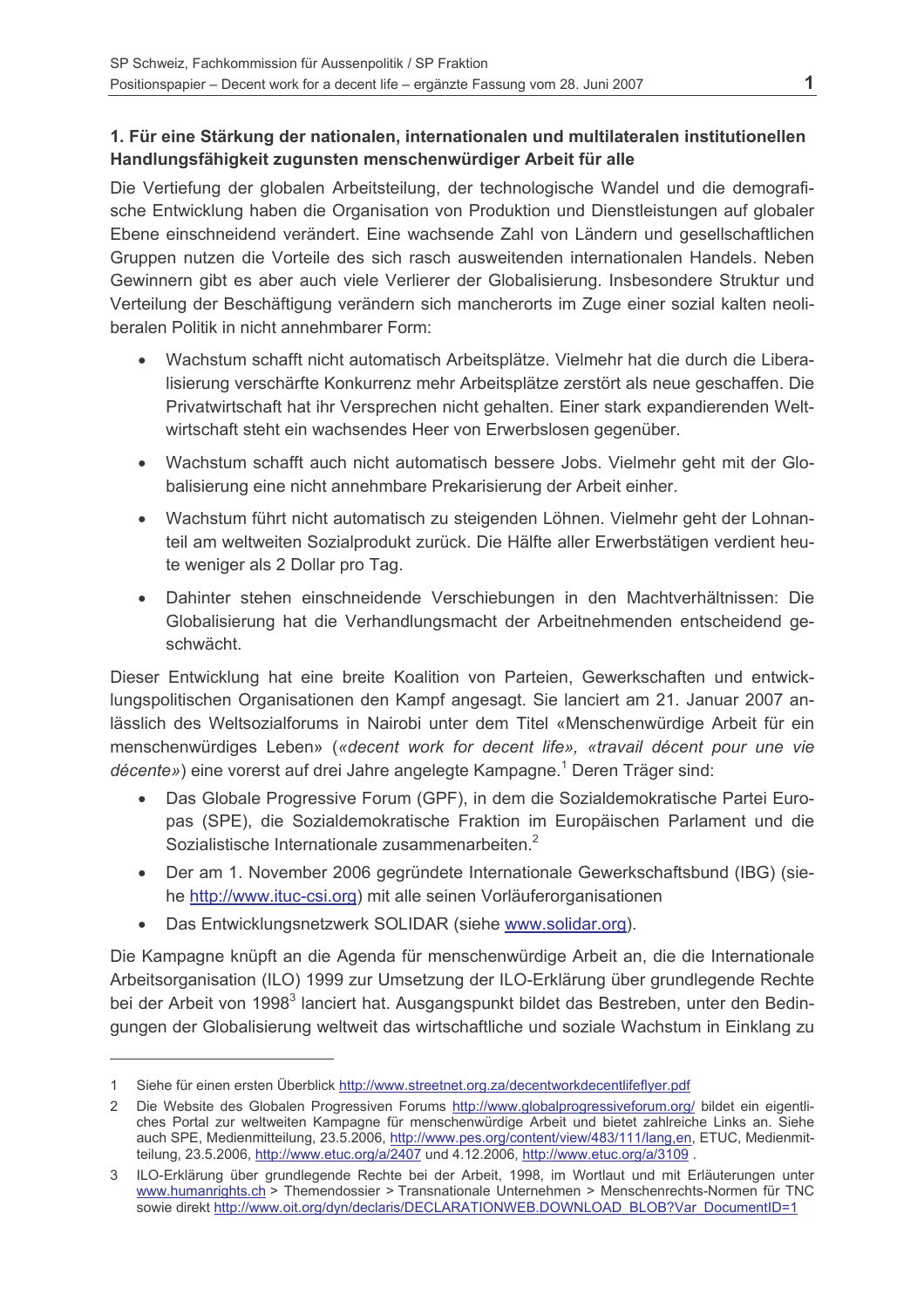## 1. Für eine Stärkung der nationalen, internationalen und multilateralen institutionellen Handlungsfähigkeit zugunsten menschenwürdiger Arbeit für alle

Die Vertiefung der globalen Arbeitsteilung, der technologische Wandel und die demografische Entwicklung haben die Organisation von Produktion und Dienstleistungen auf globaler Ebene einschneidend verändert. Eine wachsende Zahl von Ländern und gesellschaftlichen Gruppen nutzen die Vorteile des sich rasch ausweitenden internationalen Handels. Neben Gewinnern gibt es aber auch viele Verlierer der Globalisierung. Insbesondere Struktur und Verteilung der Beschäftigung verändern sich mancherorts im Zuge einer sozial kalten neoliberalen Politik in nicht annehmbarer Form:

- Wachstum schafft nicht automatisch Arbeitsplätze. Vielmehr hat die durch die Liberalisierung verschärfte Konkurrenz mehr Arbeitsplätze zerstört als neue geschaffen. Die Privatwirtschaft hat ihr Versprechen nicht gehalten. Einer stark expandierenden Weltwirtschaft steht ein wachsendes Heer von Erwerbslosen gegenüber.
- Wachstum schafft auch nicht automatisch bessere Jobs. Vielmehr geht mit der Globalisierung eine nicht annehmbare Prekarisierung der Arbeit einher.
- Wachstum führt nicht automatisch zu steigenden Löhnen. Vielmehr geht der Lohnanteil am weltweiten Sozialprodukt zurück. Die Hälfte aller Erwerbstätigen verdient heute weniger als 2 Dollar pro Tag.
- Dahinter stehen einschneidende Verschiebungen in den Machtverhältnissen: Die Globalisierung hat die Verhandlungsmacht der Arbeitnehmenden entscheidend geschwächt.

Dieser Entwicklung hat eine breite Koalition von Parteien, Gewerkschaften und entwicklungspolitischen Organisationen den Kampf angesagt. Sie lanciert am 21. Januar 2007 anlässlich des Weltsozialforums in Nairobi unter dem Titel «Menschenwürdige Arbeit für ein menschenwürdiges Leben» (*«decent work for decent life», «travail décent pour une vie décente»*) eine vorerst auf drei Jahre angelegte Kampagne.[1] Deren Träger sind:

- Das Globale Progressive Forum (GPF), in dem die Sozialdemokratische Partei Europas (SPE), die Sozialdemokratische Fraktion im Europäischen Parlament und die Sozialistische Internationale zusammenarbeiten.[2]
- Der am 1. November 2006 gegründete Internationale Gewerkschaftsbund (IBG) (siehe http://www.ituc-csi.org) mit alle seinen Vorläuferorganisationen
- Das Entwicklungsnetzwerk SOLIDAR (siehe www.solidar.org).

Die Kampagne knüpft an die Agenda für menschenwürdige Arbeit an, die die Internationale Arbeitsorganisation (ILO) 1999 zur Umsetzung der ILO-Erklärung über grundlegende Rechte bei der Arbeit von 1998[3] lanciert hat. Ausgangspunkt bildet das Bestreben, unter den Bedingungen der Globalisierung weltweit das wirtschaftliche und soziale Wachstum in Einklang zu

---

1 Siehe für einen ersten Überblick http://www.streetnet.org.za/decentworkdecentlifeflyer.pdf

2 Die Website des Globalen Progressiven Forums http://www.globalprogressiveforum.org/ bildet ein eigentliches Portal zur weltweiten Kampagne für menschenwürdige Arbeit und bietet zahlreiche Links an. Siehe auch SPE, Medienmitteilung, 23.5.2006, http://www.pes.org/content/view/483/111/lang,en, ETUC, Medienmitteilung, 23.5.2006, http://www.etuc.org/a/2407 und 4.12.2006, http://www.etuc.org/a/3109 .

3 ILO-Erklärung über grundlegende Rechte bei der Arbeit, 1998, im Wortlaut und mit Erläuterungen unter www.humanrights.ch > Themendossier > Transnationale Unternehmen > Menschenrechts-Normen für TNC sowie direkt http://www.oit.org/dyn/declaris/DECLARATIONWEB.DOWNLOAD_BLOB?Var_DocumentID=1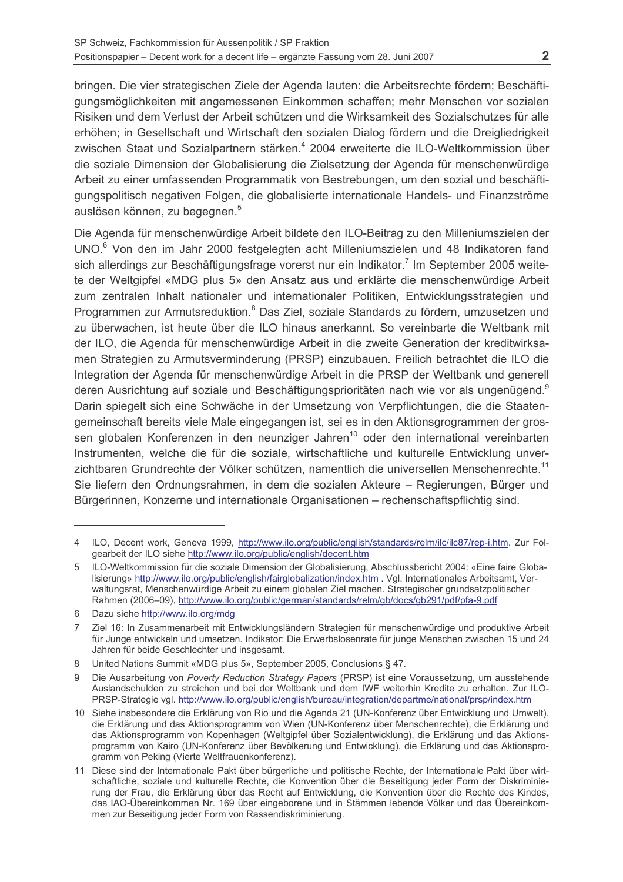bringen. Die vier strategischen Ziele der Agenda lauten: die Arbeitsrechte fördern; Beschäftigungsmöglichkeiten mit angemessenen Einkommen schaffen; mehr Menschen vor sozialen Risiken und dem Verlust der Arbeit schützen und die Wirksamkeit des Sozialschutzes für alle erhöhen; in Gesellschaft und Wirtschaft den sozialen Dialog fördern und die Dreigliedrigkeit zwischen Staat und Sozialpartnern stärken.[4] 2004 erweiterte die ILO-Weltkommission über die soziale Dimension der Globalisierung die Zielsetzung der Agenda für menschenwürdige Arbeit zu einer umfassenden Programmatik von Bestrebungen, um den sozial und beschäftigungspolitisch negativen Folgen, die globalisierte internationale Handels- und Finanzströme auslösen können, zu begegnen.[5]

Die Agenda für menschenwürdige Arbeit bildete den ILO-Beitrag zu den Milleniumszielen der UNO.[6] Von den im Jahr 2000 festgelegten acht Milleniumszielen und 48 Indikatoren fand sich allerdings zur Beschäftigungsfrage vorerst nur ein Indikator.[7] Im September 2005 weitete der Weltgipfel «MDG plus 5» den Ansatz aus und erklärte die menschenwürdige Arbeit zum zentralen Inhalt nationaler und internationaler Politiken, Entwicklungsstrategien und Programmen zur Armutsreduktion.[8] Das Ziel, soziale Standards zu fördern, umzusetzen und zu überwachen, ist heute über die ILO hinaus anerkannt. So vereinbarte die Weltbank mit der ILO, die Agenda für menschenwürdige Arbeit in die zweite Generation der kreditwirksamen Strategien zu Armutsverminderung (PRSP) einzubauen. Freilich betrachtet die ILO die Integration der Agenda für menschenwürdige Arbeit in die PRSP der Weltbank und generell deren Ausrichtung auf soziale und Beschäftigungsprioritäten nach wie vor als ungenügend.[9] Darin spiegelt sich eine Schwäche in der Umsetzung von Verpflichtungen, die die Staatengemeinschaft bereits viele Male eingegangen ist, sei es in den Aktionsgrogrammen der grossen globalen Konferenzen in den neunziger Jahren[10] oder den international vereinbarten Instrumenten, welche die für die soziale, wirtschaftliche und kulturelle Entwicklung unverzichtbaren Grundrechte der Völker schützen, namentlich die universellen Menschenrechte.[11] Sie liefern den Ordnungsrahmen, in dem die sozialen Akteure – Regierungen, Bürger und Bürgerinnen, Konzerne und internationale Organisationen – rechenschaftspflichtig sind.

---

4 ILO, Decent work, Geneva 1999, http://www.ilo.org/public/english/standards/relm/ilc/ilc87/rep-i.htm. Zur Folgearbeit der ILO siehe http://www.ilo.org/public/english/decent.htm

5 ILO-Weltkommission für die soziale Dimension der Globalisierung, Abschlussbericht 2004: «Eine faire Globalisierung» http://www.ilo.org/public/english/fairglobalization/index.htm . Vgl. Internationales Arbeitsamt, Verwaltungsrat, Menschenwürdige Arbeit zu einem globalen Ziel machen. Strategischer grundsatzpolitischer Rahmen (2006–09), http://www.ilo.org/public/german/standards/relm/gb/docs/gb291/pdf/pfa-9.pdf

6 Dazu siehe http://www.ilo.org/mdg

7 Ziel 16: In Zusammenarbeit mit Entwicklungsländern Strategien für menschenwürdige und produktive Arbeit für Junge entwickeln und umsetzen. Indikator: Die Erwerbslosenrate für junge Menschen zwischen 15 und 24 Jahren für beide Geschlechter und insgesamt.

8 United Nations Summit «MDG plus 5», September 2005, Conclusions § 47.

9 Die Ausarbeitung von *Poverty Reduction Strategy Papers* (PRSP) ist eine Voraussetzung, um ausstehende Auslandschulden zu streichen und bei der Weltbank und dem IWF weiterhin Kredite zu erhalten. Zur ILO-PRSP-Strategie vgl. http://www.ilo.org/public/english/bureau/integration/departme/national/prsp/index.htm

10 Siehe insbesondere die Erklärung von Rio und die Agenda 21 (UN-Konferenz über Entwicklung und Umwelt), die Erklärung und das Aktionsprogramm von Wien (UN-Konferenz über Menschenrechte), die Erklärung und das Aktionsprogramm von Kopenhagen (Weltgipfel über Sozialentwicklung), die Erklärung und das Aktionsprogramm von Kairo (UN-Konferenz über Bevölkerung und Entwicklung), die Erklärung und das Aktionsprogramm von Peking (Vierte Weltfrauenkonferenz).

11 Diese sind der Internationale Pakt über bürgerliche und politische Rechte, der Internationale Pakt über wirtschaftliche, soziale und kulturelle Rechte, die Konvention über die Beseitigung jeder Form der Diskriminierung der Frau, die Erklärung über das Recht auf Entwicklung, die Konvention über die Rechte des Kindes, das IAO-Übereinkommen Nr. 169 über eingeborene und in Stämmen lebende Völker und das Übereinkommen zur Beseitigung jeder Form von Rassendiskriminierung.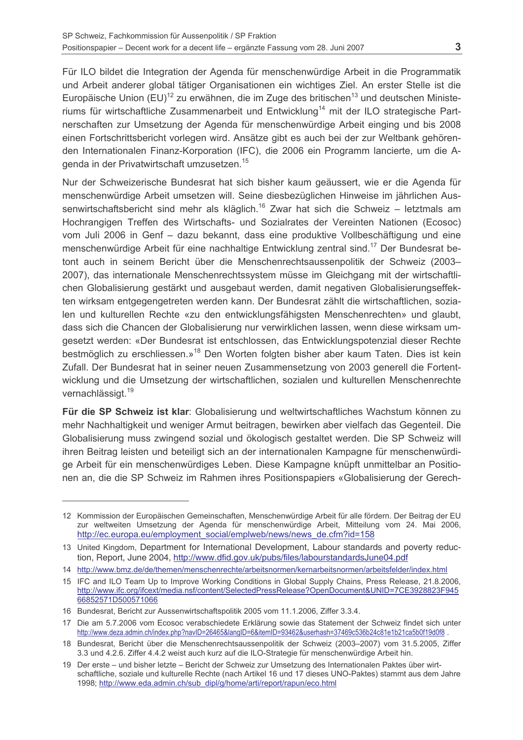Für ILO bildet die Integration der Agenda für menschenwürdige Arbeit in die Programmatik und Arbeit anderer global tätiger Organisationen ein wichtiges Ziel. An erster Stelle ist die Europäische Union (EU)[12] zu erwähnen, die im Zuge des britischen[13] und deutschen Ministeriums für wirtschaftliche Zusammenarbeit und Entwicklung[14] mit der ILO strategische Partnerschaften zur Umsetzung der Agenda für menschenwürdige Arbeit einging und bis 2008 einen Fortschrittsbericht vorlegen wird. Ansätze gibt es auch bei der zur Weltbank gehörenden Internationalen Finanz-Korporation (IFC), die 2006 ein Programm lancierte, um die Agenda in der Privatwirtschaft umzusetzen.[15]

Nur der Schweizerische Bundesrat hat sich bisher kaum geäussert, wie er die Agenda für menschenwürdige Arbeit umsetzen will. Seine diesbezüglichen Hinweise im jährlichen Aussenwirtschaftsbericht sind mehr als kläglich.[16] Zwar hat sich die Schweiz – letztmals am Hochrangigen Treffen des Wirtschafts- und Sozialrates der Vereinten Nationen (Ecosoc) vom Juli 2006 in Genf – dazu bekannt, dass eine produktive Vollbeschäftigung und eine menschenwürdige Arbeit für eine nachhaltige Entwicklung zentral sind.[17] Der Bundesrat betont auch in seinem Bericht über die Menschenrechtsaussenpolitik der Schweiz (2003–2007), das internationale Menschenrechtssystem müsse im Gleichgang mit der wirtschaftlichen Globalisierung gestärkt und ausgebaut werden, damit negativen Globalisierungseffekten wirksam entgegengetreten werden kann. Der Bundesrat zählt die wirtschaftlichen, sozialen und kulturellen Rechte «zu den entwicklungsfähigsten Menschenrechten» und glaubt, dass sich die Chancen der Globalisierung nur verwirklichen lassen, wenn diese wirksam umgesetzt werden: «Der Bundesrat ist entschlossen, das Entwicklungspotenzial dieser Rechte bestmöglich zu erschliessen.»[18] Den Worten folgten bisher aber kaum Taten. Dies ist kein Zufall. Der Bundesrat hat in seiner neuen Zusammensetzung von 2003 generell die Fortentwicklung und die Umsetzung der wirtschaftlichen, sozialen und kulturellen Menschenrechte vernachlässigt.[19]

**Für die SP Schweiz ist klar**: Globalisierung und weltwirtschaftliches Wachstum können zu mehr Nachhaltigkeit und weniger Armut beitragen, bewirken aber vielfach das Gegenteil. Die Globalisierung muss zwingend sozial und ökologisch gestaltet werden. Die SP Schweiz will ihren Beitrag leisten und beteiligt sich an der internationalen Kampagne für menschenwürdige Arbeit für ein menschenwürdiges Leben. Diese Kampagne knüpft unmittelbar an Positionen an, die die SP Schweiz im Rahmen ihres Positionspapiers «Globalisierung der Gerech-

---

12 Kommission der Europäischen Gemeinschaften, Menschenwürdige Arbeit für alle fördern. Der Beitrag der EU zur weltweiten Umsetzung der Agenda für menschenwürdige Arbeit, Mitteilung vom 24. Mai 2006, http://ec.europa.eu/employment_social/emplweb/news/news_de.cfm?id=158

13 United Kingdom, Department for International Development, Labour standards and poverty reduction, Report, June 2004, http://www.dfid.gov.uk/pubs/files/labourstandardsJune04.pdf

14 http://www.bmz.de/de/themen/menschenrechte/arbeitsnormen/kernarbeitsnormen/arbeitsfelder/index.html

15 IFC and ILO Team Up to Improve Working Conditions in Global Supply Chains, Press Release, 21.8.2006, http://www.ifc.org/ifcext/media.nsf/content/SelectedPressRelease?OpenDocument&UNID=7CE3928823F94566852571D500571066

16 Bundesrat, Bericht zur Aussenwirtschaftspolitik 2005 vom 11.1.2006, Ziffer 3.3.4.

17 Die am 5.7.2006 vom Ecosoc verabschiedete Erklärung sowie das Statement der Schweiz findet sich unter http://www.deza.admin.ch/index.php?navID=26465&langID=6&itemID=93462&userhash=37469c536b24c81e1b21ca5b0f19d0f8 .

18 Bundesrat, Bericht über die Menschenrechtsaussenpolitik der Schweiz (2003–2007) vom 31.5.2005, Ziffer 3.3 und 4.2.6. Ziffer 4.4.2 weist auch kurz auf die ILO-Strategie für menschenwürdige Arbeit hin.

19 Der erste – und bisher letzte – Bericht der Schweiz zur Umsetzung des Internationalen Paktes über wirtschaftliche, soziale und kulturelle Rechte (nach Artikel 16 und 17 dieses UNO-Paktes) stammt aus dem Jahre 1998; http://www.eda.admin.ch/sub_dipl/g/home/arti/report/rapun/eco.html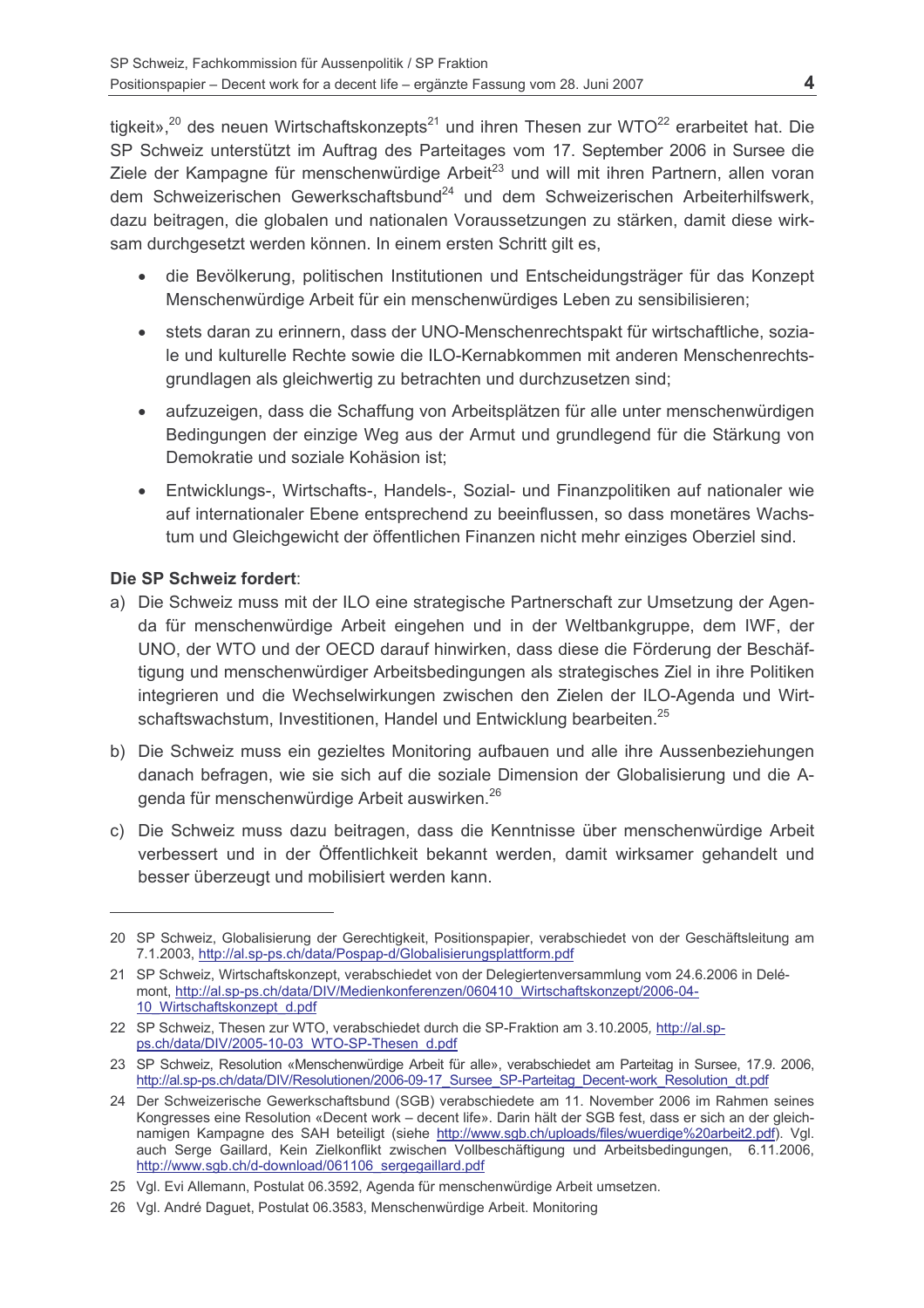tigkeit»,[20] des neuen Wirtschaftskonzepts[21] und ihren Thesen zur WTO[22] erarbeitet hat. Die SP Schweiz unterstützt im Auftrag des Parteitages vom 17. September 2006 in Sursee die Ziele der Kampagne für menschenwürdige Arbeit[23] und will mit ihren Partnern, allen voran dem Schweizerischen Gewerkschaftsbund[24] und dem Schweizerischen Arbeiterhilfswerk, dazu beitragen, die globalen und nationalen Voraussetzungen zu stärken, damit diese wirksam durchgesetzt werden können. In einem ersten Schritt gilt es,

- die Bevölkerung, politischen Institutionen und Entscheidungsträger für das Konzept Menschenwürdige Arbeit für ein menschenwürdiges Leben zu sensibilisieren;
- stets daran zu erinnern, dass der UNO-Menschenrechtspakt für wirtschaftliche, soziale und kulturelle Rechte sowie die ILO-Kernabkommen mit anderen Menschenrechtsgrundlagen als gleichwertig zu betrachten und durchzusetzen sind;
- aufzuzeigen, dass die Schaffung von Arbeitsplätzen für alle unter menschenwürdigen Bedingungen der einzige Weg aus der Armut und grundlegend für die Stärkung von Demokratie und soziale Kohäsion ist;
- Entwicklungs-, Wirtschafts-, Handels-, Sozial- und Finanzpolitiken auf nationaler wie auf internationaler Ebene entsprechend zu beeinflussen, so dass monetäres Wachstum und Gleichgewicht der öffentlichen Finanzen nicht mehr einziges Oberziel sind.

**Die SP Schweiz fordert**:

a) Die Schweiz muss mit der ILO eine strategische Partnerschaft zur Umsetzung der Agenda für menschenwürdige Arbeit eingehen und in der Weltbankgruppe, dem IWF, der UNO, der WTO und der OECD darauf hinwirken, dass diese die Förderung der Beschäftigung und menschenwürdiger Arbeitsbedingungen als strategisches Ziel in ihre Politiken integrieren und die Wechselwirkungen zwischen den Zielen der ILO-Agenda und Wirtschaftswachstum, Investitionen, Handel und Entwicklung bearbeiten.[25]

b) Die Schweiz muss ein gezieltes Monitoring aufbauen und alle ihre Aussenbeziehungen danach befragen, wie sie sich auf die soziale Dimension der Globalisierung und die Agenda für menschenwürdige Arbeit auswirken.[26]

c) Die Schweiz muss dazu beitragen, dass die Kenntnisse über menschenwürdige Arbeit verbessert und in der Öffentlichkeit bekannt werden, damit wirksamer gehandelt und besser überzeugt und mobilisiert werden kann.

---

20 SP Schweiz, Globalisierung der Gerechtigkeit, Positionspapier, verabschiedet von der Geschäftsleitung am 7.1.2003, http://al.sp-ps.ch/data/Pospap-d/Globalisierungsplattform.pdf

21 SP Schweiz, Wirtschaftskonzept, verabschiedet von der Delegiertenversammlung vom 24.6.2006 in Delémont, http://al.sp-ps.ch/data/DIV/Medienkonferenzen/060410_Wirtschaftskonzept/2006-04-10_Wirtschaftskonzept_d.pdf

22 SP Schweiz, Thesen zur WTO, verabschiedet durch die SP-Fraktion am 3.10.2005, http://al.sp-ps.ch/data/DIV/2005-10-03_WTO-SP-Thesen_d.pdf

23 SP Schweiz, Resolution «Menschenwürdige Arbeit für alle», verabschiedet am Parteitag in Sursee, 17.9. 2006, http://al.sp-ps.ch/data/DIV/Resolutionen/2006-09-17_Sursee_SP-Parteitag_Decent-work_Resolution_dt.pdf

24 Der Schweizerische Gewerkschaftsbund (SGB) verabschiedete am 11. November 2006 im Rahmen seines Kongresses eine Resolution «Decent work – decent life». Darin hält der SGB fest, dass er sich an der gleichnamigen Kampagne des SAH beteiligt (siehe http://www.sgb.ch/uploads/files/wuerdige%20arbeit2.pdf). Vgl. auch Serge Gaillard, Kein Zielkonflikt zwischen Vollbeschäftigung und Arbeitsbedingungen, 6.11.2006, http://www.sgb.ch/d-download/061106_sergegaillard.pdf

25 Vgl. Evi Allemann, Postulat 06.3592, Agenda für menschenwürdige Arbeit umsetzen.

26 Vgl. André Daguet, Postulat 06.3583, Menschenwürdige Arbeit. Monitoring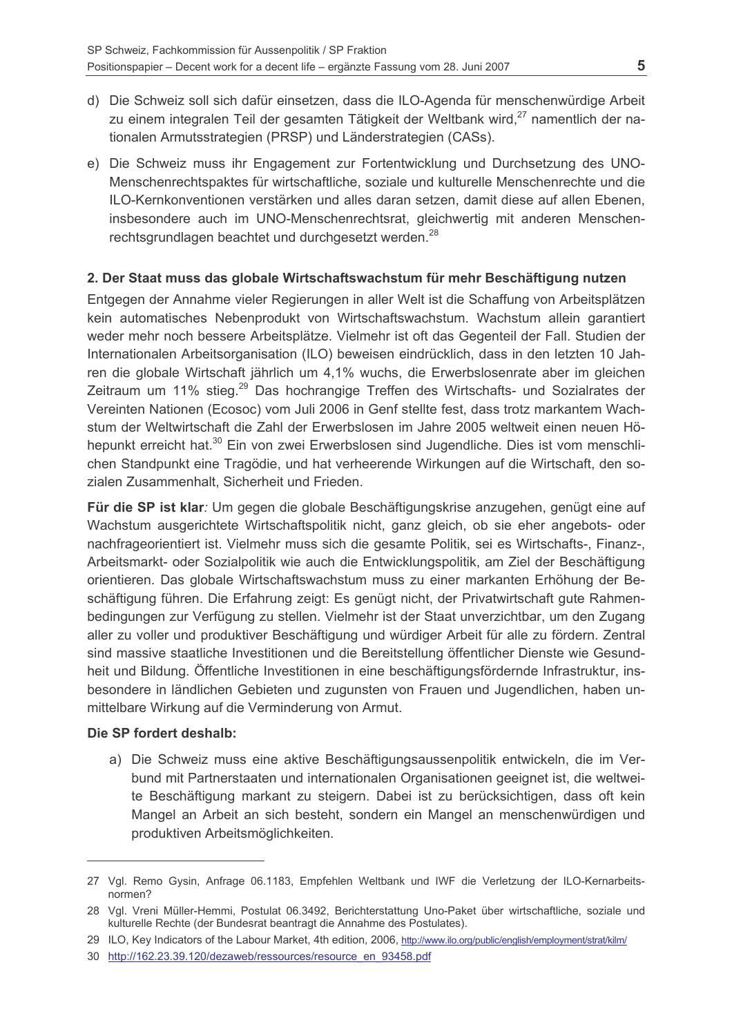d) Die Schweiz soll sich dafür einsetzen, dass die ILO-Agenda für menschenwürdige Arbeit zu einem integralen Teil der gesamten Tätigkeit der Weltbank wird,[27] namentlich der nationalen Armutsstrategien (PRSP) und Länderstrategien (CASs).

e) Die Schweiz muss ihr Engagement zur Fortentwicklung und Durchsetzung des UNO-Menschenrechtspaktes für wirtschaftliche, soziale und kulturelle Menschenrechte und die ILO-Kernkonventionen verstärken und alles daran setzen, damit diese auf allen Ebenen, insbesondere auch im UNO-Menschenrechtsrat, gleichwertig mit anderen Menschenrechtsgrundlagen beachtet und durchgesetzt werden.[28]

### 2. Der Staat muss das globale Wirtschaftswachstum für mehr Beschäftigung nutzen

Entgegen der Annahme vieler Regierungen in aller Welt ist die Schaffung von Arbeitsplätzen kein automatisches Nebenprodukt von Wirtschaftswachstum. Wachstum allein garantiert weder mehr noch bessere Arbeitsplätze. Vielmehr ist oft das Gegenteil der Fall. Studien der Internationalen Arbeitsorganisation (ILO) beweisen eindrücklich, dass in den letzten 10 Jahren die globale Wirtschaft jährlich um 4,1% wuchs, die Erwerbslosenrate aber im gleichen Zeitraum um 11% stieg.[29] Das hochrangige Treffen des Wirtschafts- und Sozialrates der Vereinten Nationen (Ecosoc) vom Juli 2006 in Genf stellte fest, dass trotz markantem Wachstum der Weltwirtschaft die Zahl der Erwerbslosen im Jahre 2005 weltweit einen neuen Höhepunkt erreicht hat.[30] Ein von zwei Erwerbslosen sind Jugendliche. Dies ist vom menschlichen Standpunkt eine Tragödie, und hat verheerende Wirkungen auf die Wirtschaft, den sozialen Zusammenhalt, Sicherheit und Frieden.

**Für die SP ist klar***:* Um gegen die globale Beschäftigungskrise anzugehen, genügt eine auf Wachstum ausgerichtete Wirtschaftspolitik nicht, ganz gleich, ob sie eher angebots- oder nachfrageorientiert ist. Vielmehr muss sich die gesamte Politik, sei es Wirtschafts-, Finanz-, Arbeitsmarkt- oder Sozialpolitik wie auch die Entwicklungspolitik, am Ziel der Beschäftigung orientieren. Das globale Wirtschaftswachstum muss zu einer markanten Erhöhung der Beschäftigung führen. Die Erfahrung zeigt: Es genügt nicht, der Privatwirtschaft gute Rahmenbedingungen zur Verfügung zu stellen. Vielmehr ist der Staat unverzichtbar, um den Zugang aller zu voller und produktiver Beschäftigung und würdiger Arbeit für alle zu fördern. Zentral sind massive staatliche Investitionen und die Bereitstellung öffentlicher Dienste wie Gesundheit und Bildung. Öffentliche Investitionen in eine beschäftigungsfördernde Infrastruktur, insbesondere in ländlichen Gebieten und zugunsten von Frauen und Jugendlichen, haben unmittelbare Wirkung auf die Verminderung von Armut.

**Die SP fordert deshalb:**

a) Die Schweiz muss eine aktive Beschäftigungsaussenpolitik entwickeln, die im Verbund mit Partnerstaaten und internationalen Organisationen geeignet ist, die weltweite Beschäftigung markant zu steigern. Dabei ist zu berücksichtigen, dass oft kein Mangel an Arbeit an sich besteht, sondern ein Mangel an menschenwürdigen und produktiven Arbeitsmöglichkeiten.

---

27 Vgl. Remo Gysin, Anfrage 06.1183, Empfehlen Weltbank und IWF die Verletzung der ILO-Kernarbeitsnormen?

28 Vgl. Vreni Müller-Hemmi, Postulat 06.3492, Berichterstattung Uno-Paket über wirtschaftliche, soziale und kulturelle Rechte (der Bundesrat beantragt die Annahme des Postulates).

29 ILO, Key Indicators of the Labour Market, 4th edition, 2006, http://www.ilo.org/public/english/employment/strat/kilm/

30 http://162.23.39.120/dezaweb/ressources/resource_en_93458.pdf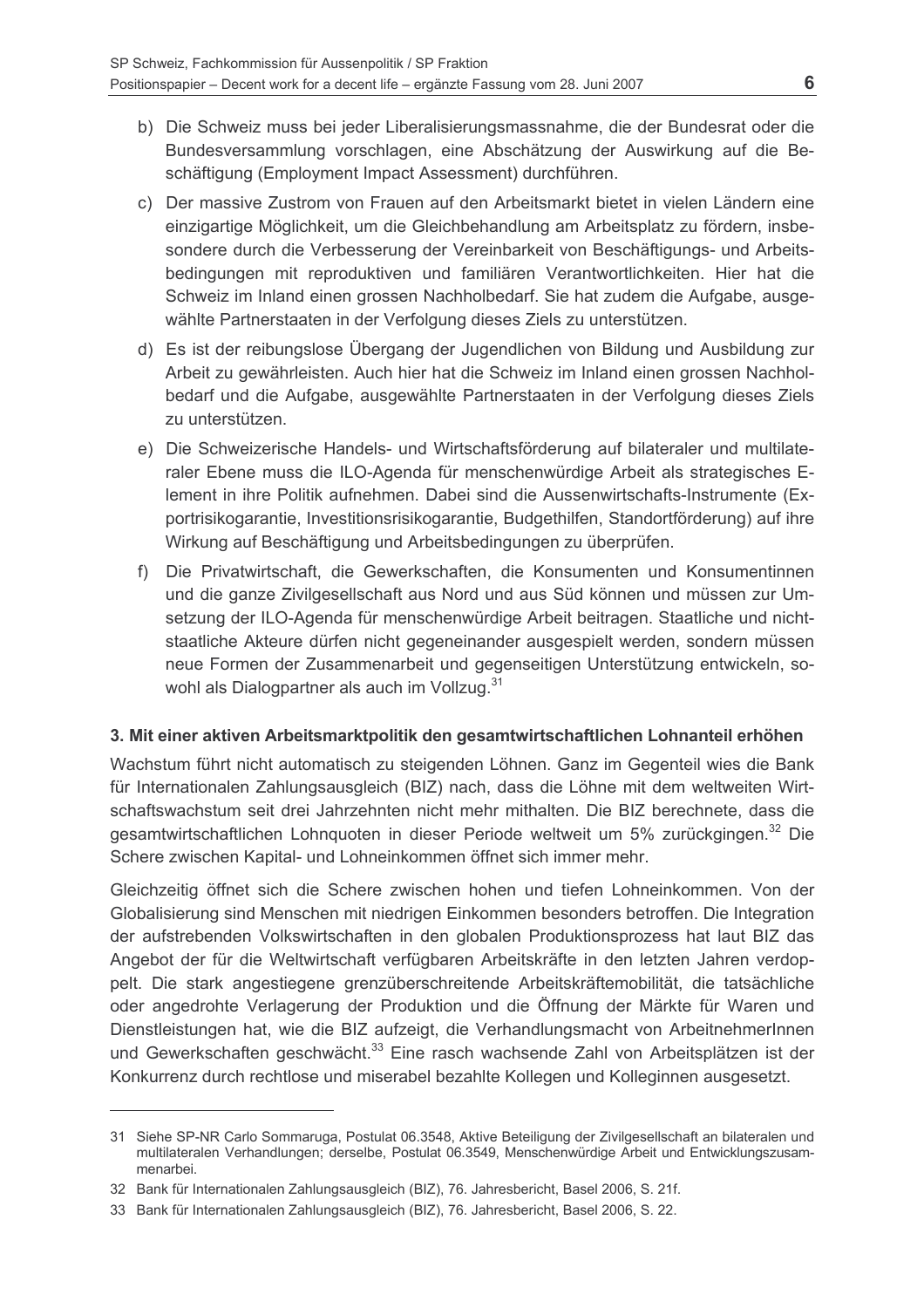b) Die Schweiz muss bei jeder Liberalisierungsmassnahme, die der Bundesrat oder die Bundesversammlung vorschlagen, eine Abschätzung der Auswirkung auf die Beschäftigung (Employment Impact Assessment) durchführen.

c) Der massive Zustrom von Frauen auf den Arbeitsmarkt bietet in vielen Ländern eine einzigartige Möglichkeit, um die Gleichbehandlung am Arbeitsplatz zu fördern, insbesondere durch die Verbesserung der Vereinbarkeit von Beschäftigungs- und Arbeitsbedingungen mit reproduktiven und familiären Verantwortlichkeiten. Hier hat die Schweiz im Inland einen grossen Nachholbedarf. Sie hat zudem die Aufgabe, ausgewählte Partnerstaaten in der Verfolgung dieses Ziels zu unterstützen.

d) Es ist der reibungslose Übergang der Jugendlichen von Bildung und Ausbildung zur Arbeit zu gewährleisten. Auch hier hat die Schweiz im Inland einen grossen Nachholbedarf und die Aufgabe, ausgewählte Partnerstaaten in der Verfolgung dieses Ziels zu unterstützen.

e) Die Schweizerische Handels- und Wirtschaftsförderung auf bilateraler und multilateraler Ebene muss die ILO-Agenda für menschenwürdige Arbeit als strategisches Element in ihre Politik aufnehmen. Dabei sind die Aussenwirtschafts-Instrumente (Exportrisikogarantie, Investitionsrisikogarantie, Budgethilfen, Standortförderung) auf ihre Wirkung auf Beschäftigung und Arbeitsbedingungen zu überprüfen.

f) Die Privatwirtschaft, die Gewerkschaften, die Konsumenten und Konsumentinnen und die ganze Zivilgesellschaft aus Nord und aus Süd können und müssen zur Umsetzung der ILO-Agenda für menschenwürdige Arbeit beitragen. Staatliche und nichtstaatliche Akteure dürfen nicht gegeneinander ausgespielt werden, sondern müssen neue Formen der Zusammenarbeit und gegenseitigen Unterstützung entwickeln, sowohl als Dialogpartner als auch im Vollzug.[31]

### 3. Mit einer aktiven Arbeitsmarktpolitik den gesamtwirtschaftlichen Lohnanteil erhöhen

Wachstum führt nicht automatisch zu steigenden Löhnen. Ganz im Gegenteil wies die Bank für Internationalen Zahlungsausgleich (BIZ) nach, dass die Löhne mit dem weltweiten Wirtschaftswachstum seit drei Jahrzehnten nicht mehr mithalten. Die BIZ berechnete, dass die gesamtwirtschaftlichen Lohnquoten in dieser Periode weltweit um 5% zurückgingen.[32] Die Schere zwischen Kapital- und Lohneinkommen öffnet sich immer mehr.

Gleichzeitig öffnet sich die Schere zwischen hohen und tiefen Lohneinkommen. Von der Globalisierung sind Menschen mit niedrigen Einkommen besonders betroffen. Die Integration der aufstrebenden Volkswirtschaften in den globalen Produktionsprozess hat laut BIZ das Angebot der für die Weltwirtschaft verfügbaren Arbeitskräfte in den letzten Jahren verdoppelt. Die stark angestiegene grenzüberschreitende Arbeitskräftemobilität, die tatsächliche oder angedrohte Verlagerung der Produktion und die Öffnung der Märkte für Waren und Dienstleistungen hat, wie die BIZ aufzeigt, die Verhandlungsmacht von ArbeitnehmerInnen und Gewerkschaften geschwächt.[33] Eine rasch wachsende Zahl von Arbeitsplätzen ist der Konkurrenz durch rechtlose und miserabel bezahlte Kollegen und Kolleginnen ausgesetzt.

---

31 Siehe SP-NR Carlo Sommaruga, Postulat 06.3548, Aktive Beteiligung der Zivilgesellschaft an bilateralen und multilateralen Verhandlungen; derselbe, Postulat 06.3549, Menschenwürdige Arbeit und Entwicklungszusammenarbei.

32 Bank für Internationalen Zahlungsausgleich (BIZ), 76. Jahresbericht, Basel 2006, S. 21f.

33 Bank für Internationalen Zahlungsausgleich (BIZ), 76. Jahresbericht, Basel 2006, S. 22.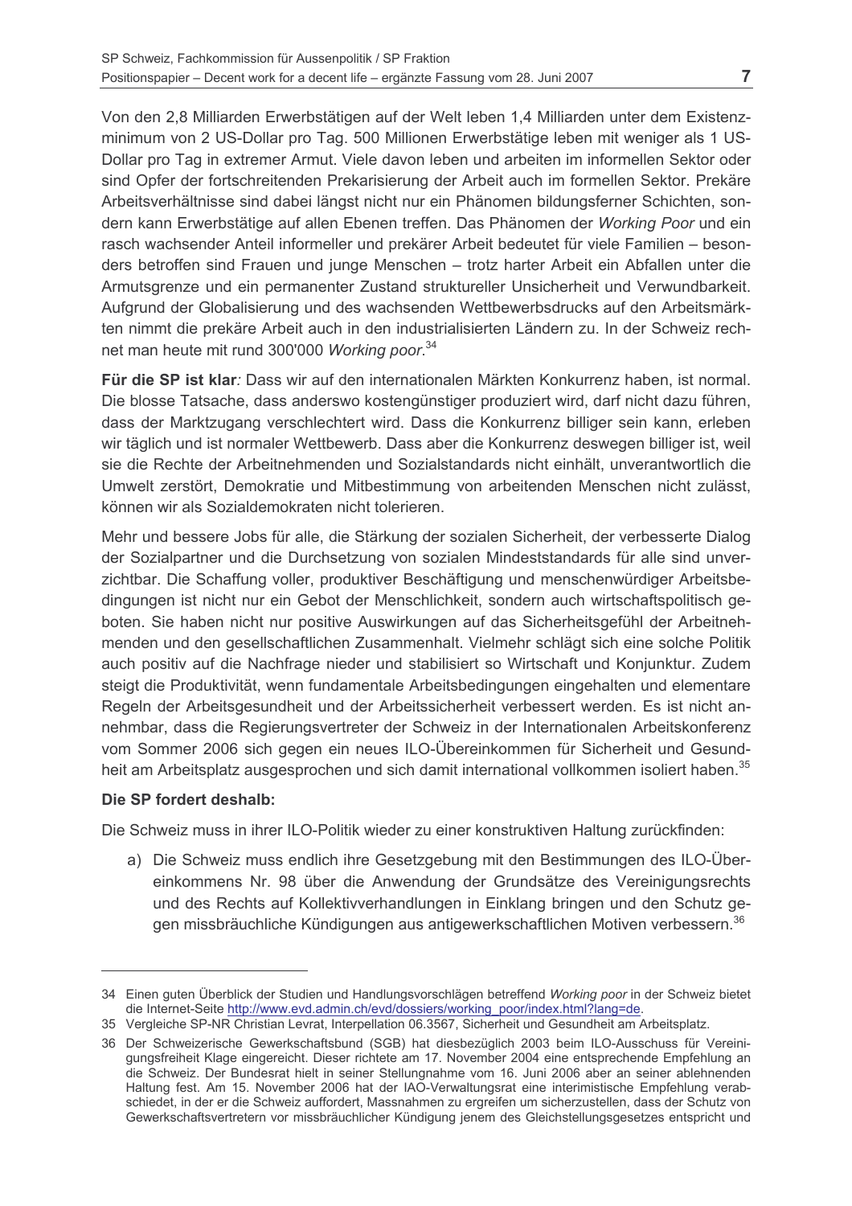Von den 2,8 Milliarden Erwerbstätigen auf der Welt leben 1,4 Milliarden unter dem Existenzminimum von 2 US-Dollar pro Tag. 500 Millionen Erwerbstätige leben mit weniger als 1 US-Dollar pro Tag in extremer Armut. Viele davon leben und arbeiten im informellen Sektor oder sind Opfer der fortschreitenden Prekarisierung der Arbeit auch im formellen Sektor. Prekäre Arbeitsverhältnisse sind dabei längst nicht nur ein Phänomen bildungsferner Schichten, sondern kann Erwerbstätige auf allen Ebenen treffen. Das Phänomen der *Working Poor* und ein rasch wachsender Anteil informeller und prekärer Arbeit bedeutet für viele Familien – besonders betroffen sind Frauen und junge Menschen – trotz harter Arbeit ein Abfallen unter die Armutsgrenze und ein permanenter Zustand struktureller Unsicherheit und Verwundbarkeit. Aufgrund der Globalisierung und des wachsenden Wettbewerbsdrucks auf den Arbeitsmärkten nimmt die prekäre Arbeit auch in den industrialisierten Ländern zu. In der Schweiz rechnet man heute mit rund 300'000 *Working poor*.[34]

**Für die SP ist klar***:* Dass wir auf den internationalen Märkten Konkurrenz haben, ist normal. Die blosse Tatsache, dass anderswo kostengünstiger produziert wird, darf nicht dazu führen, dass der Marktzugang verschlechtert wird. Dass die Konkurrenz billiger sein kann, erleben wir täglich und ist normaler Wettbewerb. Dass aber die Konkurrenz deswegen billiger ist, weil sie die Rechte der Arbeitnehmenden und Sozialstandards nicht einhält, unverantwortlich die Umwelt zerstört, Demokratie und Mitbestimmung von arbeitenden Menschen nicht zulässt, können wir als Sozialdemokraten nicht tolerieren.

Mehr und bessere Jobs für alle, die Stärkung der sozialen Sicherheit, der verbesserte Dialog der Sozialpartner und die Durchsetzung von sozialen Mindeststandards für alle sind unverzichtbar. Die Schaffung voller, produktiver Beschäftigung und menschenwürdiger Arbeitsbedingungen ist nicht nur ein Gebot der Menschlichkeit, sondern auch wirtschaftspolitisch geboten. Sie haben nicht nur positive Auswirkungen auf das Sicherheitsgefühl der Arbeitnehmenden und den gesellschaftlichen Zusammenhalt. Vielmehr schlägt sich eine solche Politik auch positiv auf die Nachfrage nieder und stabilisiert so Wirtschaft und Konjunktur. Zudem steigt die Produktivität, wenn fundamentale Arbeitsbedingungen eingehalten und elementare Regeln der Arbeitsgesundheit und der Arbeitssicherheit verbessert werden. Es ist nicht annehmbar, dass die Regierungsvertreter der Schweiz in der Internationalen Arbeitskonferenz vom Sommer 2006 sich gegen ein neues ILO-Übereinkommen für Sicherheit und Gesundheit am Arbeitsplatz ausgesprochen und sich damit international vollkommen isoliert haben.[35]

**Die SP fordert deshalb:**

Die Schweiz muss in ihrer ILO-Politik wieder zu einer konstruktiven Haltung zurückfinden:

a) Die Schweiz muss endlich ihre Gesetzgebung mit den Bestimmungen des ILO-Übereinkommens Nr. 98 über die Anwendung der Grundsätze des Vereinigungsrechts und des Rechts auf Kollektivverhandlungen in Einklang bringen und den Schutz gegen missbräuchliche Kündigungen aus antigewerkschaftlichen Motiven verbessern.[36]

---

34 Einen guten Überblick der Studien und Handlungsvorschlägen betreffend *Working poor* in der Schweiz bietet die Internet-Seite http://www.evd.admin.ch/evd/dossiers/working_poor/index.html?lang=de.

35 Vergleiche SP-NR Christian Levrat, Interpellation 06.3567, Sicherheit und Gesundheit am Arbeitsplatz.

36 Der Schweizerische Gewerkschaftsbund (SGB) hat diesbezüglich 2003 beim ILO-Ausschuss für Vereinigungsfreiheit Klage eingereicht. Dieser richtete am 17. November 2004 eine entsprechende Empfehlung an die Schweiz. Der Bundesrat hielt in seiner Stellungnahme vom 16. Juni 2006 aber an seiner ablehnenden Haltung fest. Am 15. November 2006 hat der IAO-Verwaltungsrat eine interimistische Empfehlung verabschiedet, in der er die Schweiz auffordert, Massnahmen zu ergreifen um sicherzustellen, dass der Schutz von Gewerkschaftsvertretern vor missbräuchlicher Kündigung jenem des Gleichstellungsgesetzes entspricht und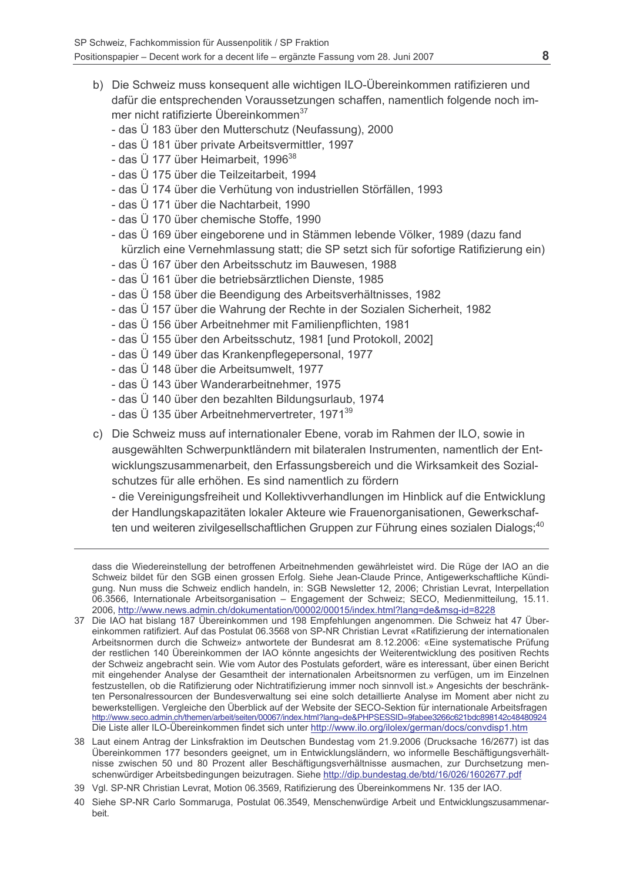b) Die Schweiz muss konsequent alle wichtigen ILO-Übereinkommen ratifizieren und dafür die entsprechenden Voraussetzungen schaffen, namentlich folgende noch immer nicht ratifizierte Übereinkommen[37]
   - das Ü 183 über den Mutterschutz (Neufassung), 2000
   - das Ü 181 über private Arbeitsvermittler, 1997
   - das Ü 177 über Heimarbeit, 1996[38]
   - das Ü 175 über die Teilzeitarbeit, 1994
   - das Ü 174 über die Verhütung von industriellen Störfällen, 1993
   - das Ü 171 über die Nachtarbeit, 1990
   - das Ü 170 über chemische Stoffe, 1990
   - das Ü 169 über eingeborene und in Stämmen lebende Völker, 1989 (dazu fand kürzlich eine Vernehmlassung statt; die SP setzt sich für sofortige Ratifizierung ein)
   - das Ü 167 über den Arbeitsschutz im Bauwesen, 1988
   - das Ü 161 über die betriebsärztlichen Dienste, 1985
   - das Ü 158 über die Beendigung des Arbeitsverhältnisses, 1982
   - das Ü 157 über die Wahrung der Rechte in der Sozialen Sicherheit, 1982
   - das Ü 156 über Arbeitnehmer mit Familienpflichten, 1981
   - das Ü 155 über den Arbeitsschutz, 1981 [und Protokoll, 2002]
   - das Ü 149 über das Krankenpflegepersonal, 1977
   - das Ü 148 über die Arbeitsumwelt, 1977
   - das Ü 143 über Wanderarbeitnehmer, 1975
   - das Ü 140 über den bezahlten Bildungsurlaub, 1974
   - das Ü 135 über Arbeitnehmervertreter, 1971[39]

c) Die Schweiz muss auf internationaler Ebene, vorab im Rahmen der ILO, sowie in ausgewählten Schwerpunktländern mit bilateralen Instrumenten, namentlich der Entwicklungszusammenarbeit, den Erfassungsbereich und die Wirksamkeit des Sozialschutzes für alle erhöhen. Es sind namentlich zu fördern
   - die Vereinigungsfreiheit und Kollektivverhandlungen im Hinblick auf die Entwicklung der Handlungskapazitäten lokaler Akteure wie Frauenorganisationen, Gewerkschaften und weiteren zivilgesellschaftlichen Gruppen zur Führung eines sozialen Dialogs;[40]

---

dass die Wiedereinstellung der betroffenen Arbeitnehmenden gewährleistet wird. Die Rüge der IAO an die Schweiz bildet für den SGB einen grossen Erfolg. Siehe Jean-Claude Prince, Antigewerkschaftliche Kündigung. Nun muss die Schweiz endlich handeln, in: SGB Newsletter 12, 2006; Christian Levrat, Interpellation 06.3566, Internationale Arbeitsorganisation – Engagement der Schweiz; SECO, Medienmitteilung, 15.11. 2006, http://www.news.admin.ch/dokumentation/00002/00015/index.html?lang=de&msg-id=8228

37 Die IAO hat bislang 187 Übereinkommen und 198 Empfehlungen angenommen. Die Schweiz hat 47 Übereinkommen ratifiziert. Auf das Postulat 06.3568 von SP-NR Christian Levrat «Ratifizierung der internationalen Arbeitsnormen durch die Schweiz» antwortete der Bundesrat am 8.12.2006: «Eine systematische Prüfung der restlichen 140 Übereinkommen der IAO könnte angesichts der Weiterentwicklung des positiven Rechts der Schweiz angebracht sein. Wie vom Autor des Postulats gefordert, wäre es interessant, über einen Bericht mit eingehender Analyse der Gesamtheit der internationalen Arbeitsnormen zu verfügen, um im Einzelnen festzustellen, ob die Ratifizierung oder Nichtratifizierung immer noch sinnvoll ist.» Angesichts der beschränkten Personalressourcen der Bundesverwaltung sei eine solch detaillierte Analyse im Moment aber nicht zu bewerkstelligen. Vergleiche den Überblick auf der Website der SECO-Sektion für internationale Arbeitsfragen http://www.seco.admin.ch/themen/arbeit/seiten/00067/index.html?lang=de&PHPSESSID=9fabee3266c621bdc898142c48480924 Die Liste aller ILO-Übereinkommen findet sich unter http://www.ilo.org/ilolex/german/docs/convdisp1.htm

38 Laut einem Antrag der Linksfraktion im Deutschen Bundestag vom 21.9.2006 (Drucksache 16/2677) ist das Übereinkommen 177 besonders geeignet, um in Entwicklungsländern, wo informelle Beschäftigungsverhältnisse zwischen 50 und 80 Prozent aller Beschäftigungsverhältnisse ausmachen, zur Durchsetzung menschenwürdiger Arbeitsbedingungen beizutragen. Siehe http://dip.bundestag.de/btd/16/026/1602677.pdf

39 Vgl. SP-NR Christian Levrat, Motion 06.3569, Ratifizierung des Übereinkommens Nr. 135 der IAO.

40 Siehe SP-NR Carlo Sommaruga, Postulat 06.3549, Menschenwürdige Arbeit und Entwicklungszusammenarbeit.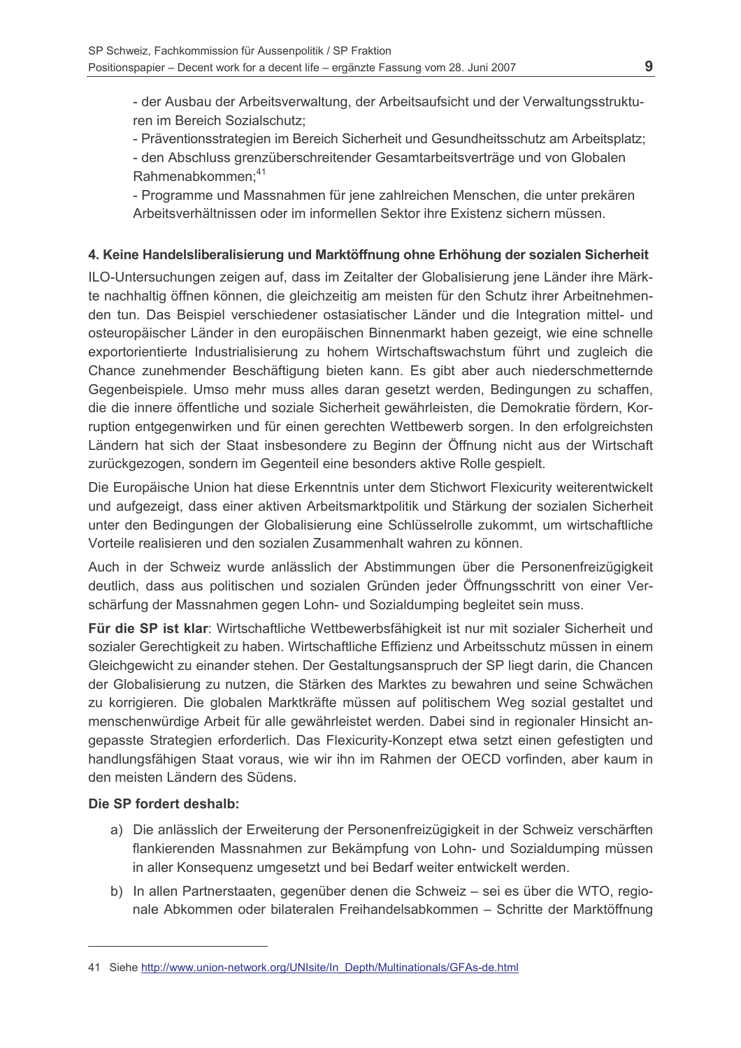- der Ausbau der Arbeitsverwaltung, der Arbeitsaufsicht und der Verwaltungsstrukturen im Bereich Sozialschutz;
- Präventionsstrategien im Bereich Sicherheit und Gesundheitsschutz am Arbeitsplatz;
- den Abschluss grenzüberschreitender Gesamtarbeitsverträge und von Globalen Rahmenabkommen;[41]
- Programme und Massnahmen für jene zahlreichen Menschen, die unter prekären Arbeitsverhältnissen oder im informellen Sektor ihre Existenz sichern müssen.

### 4. Keine Handelsliberalisierung und Marktöffnung ohne Erhöhung der sozialen Sicherheit

ILO-Untersuchungen zeigen auf, dass im Zeitalter der Globalisierung jene Länder ihre Märkte nachhaltig öffnen können, die gleichzeitig am meisten für den Schutz ihrer Arbeitnehmenden tun. Das Beispiel verschiedener ostasiatischer Länder und die Integration mittel- und osteuropäischer Länder in den europäischen Binnenmarkt haben gezeigt, wie eine schnelle exportorientierte Industrialisierung zu hohem Wirtschaftswachstum führt und zugleich die Chance zunehmender Beschäftigung bieten kann. Es gibt aber auch niederschmetternde Gegenbeispiele. Umso mehr muss alles daran gesetzt werden, Bedingungen zu schaffen, die die innere öffentliche und soziale Sicherheit gewährleisten, die Demokratie fördern, Korruption entgegenwirken und für einen gerechten Wettbewerb sorgen. In den erfolgreichsten Ländern hat sich der Staat insbesondere zu Beginn der Öffnung nicht aus der Wirtschaft zurückgezogen, sondern im Gegenteil eine besonders aktive Rolle gespielt.

Die Europäische Union hat diese Erkenntnis unter dem Stichwort Flexicurity weiterentwickelt und aufgezeigt, dass einer aktiven Arbeitsmarktpolitik und Stärkung der sozialen Sicherheit unter den Bedingungen der Globalisierung eine Schlüsselrolle zukommt, um wirtschaftliche Vorteile realisieren und den sozialen Zusammenhalt wahren zu können.

Auch in der Schweiz wurde anlässlich der Abstimmungen über die Personenfreizügigkeit deutlich, dass aus politischen und sozialen Gründen jeder Öffnungsschritt von einer Verschärfung der Massnahmen gegen Lohn- und Sozialdumping begleitet sein muss.

**Für die SP ist klar**: Wirtschaftliche Wettbewerbsfähigkeit ist nur mit sozialer Sicherheit und sozialer Gerechtigkeit zu haben. Wirtschaftliche Effizienz und Arbeitsschutz müssen in einem Gleichgewicht zu einander stehen. Der Gestaltungsanspruch der SP liegt darin, die Chancen der Globalisierung zu nutzen, die Stärken des Marktes zu bewahren und seine Schwächen zu korrigieren. Die globalen Marktkräfte müssen auf politischem Weg sozial gestaltet und menschenwürdige Arbeit für alle gewährleistet werden. Dabei sind in regionaler Hinsicht angepasste Strategien erforderlich. Das Flexicurity-Konzept etwa setzt einen gefestigten und handlungsfähigen Staat voraus, wie wir ihn im Rahmen der OECD vorfinden, aber kaum in den meisten Ländern des Südens.

**Die SP fordert deshalb:**

a) Die anlässlich der Erweiterung der Personenfreizügigkeit in der Schweiz verschärften flankierenden Massnahmen zur Bekämpfung von Lohn- und Sozialdumping müssen in aller Konsequenz umgesetzt und bei Bedarf weiter entwickelt werden.

b) In allen Partnerstaaten, gegenüber denen die Schweiz – sei es über die WTO, regionale Abkommen oder bilateralen Freihandelsabkommen – Schritte der Marktöffnung

---

41 Siehe http://www.union-network.org/UNIsite/In_Depth/Multinationals/GFAs-de.html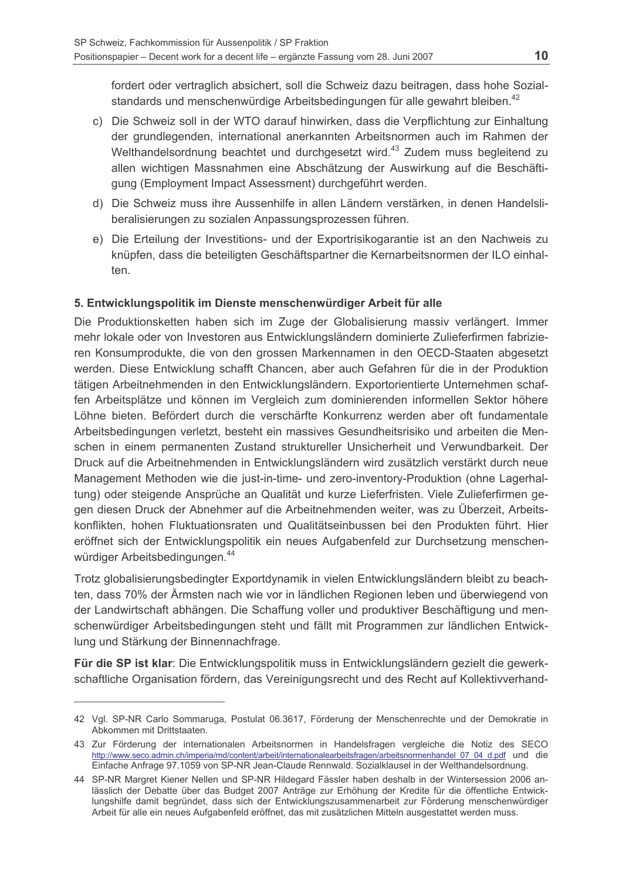fordert oder vertraglich absichert, soll die Schweiz dazu beitragen, dass hohe Sozialstandards und menschenwürdige Arbeitsbedingungen für alle gewahrt bleiben.[42]

c) Die Schweiz soll in der WTO darauf hinwirken, dass die Verpflichtung zur Einhaltung der grundlegenden, international anerkannten Arbeitsnormen auch im Rahmen der Welthandelsordnung beachtet und durchgesetzt wird.[43] Zudem muss begleitend zu allen wichtigen Massnahmen eine Abschätzung der Auswirkung auf die Beschäftigung (Employment Impact Assessment) durchgeführt werden.

d) Die Schweiz muss ihre Aussenhilfe in allen Ländern verstärken, in denen Handelsliberalisierungen zu sozialen Anpassungsprozessen führen.

e) Die Erteilung der Investitions- und der Exportrisikogarantie ist an den Nachweis zu knüpfen, dass die beteiligten Geschäftspartner die Kernarbeitsnormen der ILO einhalten.

### 5. Entwicklungspolitik im Dienste menschenwürdiger Arbeit für alle

Die Produktionsketten haben sich im Zuge der Globalisierung massiv verlängert. Immer mehr lokale oder von Investoren aus Entwicklungsländern dominierte Zulieferfirmen fabrizieren Konsumprodukte, die von den grossen Markennamen in den OECD-Staaten abgesetzt werden. Diese Entwicklung schafft Chancen, aber auch Gefahren für die in der Produktion tätigen Arbeitnehmenden in den Entwicklungsländern. Exportorientierte Unternehmen schaffen Arbeitsplätze und können im Vergleich zum dominierenden informellen Sektor höhere Löhne bieten. Befördert durch die verschärfte Konkurrenz werden aber oft fundamentale Arbeitsbedingungen verletzt, besteht ein massives Gesundheitsrisiko und arbeiten die Menschen in einem permanenten Zustand struktureller Unsicherheit und Verwundbarkeit. Der Druck auf die Arbeitnehmenden in Entwicklungsländern wird zusätzlich verstärkt durch neue Management Methoden wie die just-in-time- und zero-inventory-Produktion (ohne Lagerhaltung) oder steigende Ansprüche an Qualität und kurze Lieferfristen. Viele Zulieferfirmen gegen diesen Druck der Abnehmer auf die Arbeitnehmenden weiter, was zu Überzeit, Arbeitskonflikten, hohen Fluktuationsraten und Qualitätseinbussen bei den Produkten führt. Hier eröffnet sich der Entwicklungspolitik ein neues Aufgabenfeld zur Durchsetzung menschenwürdiger Arbeitsbedingungen.[44]

Trotz globalisierungsbedingter Exportdynamik in vielen Entwicklungsländern bleibt zu beachten, dass 70% der Ärmsten nach wie vor in ländlichen Regionen leben und überwiegend von der Landwirtschaft abhängen. Die Schaffung voller und produktiver Beschäftigung und menschenwürdiger Arbeitsbedingungen steht und fällt mit Programmen zur ländlichen Entwicklung und Stärkung der Binnennachfrage.

**Für die SP ist klar**: Die Entwicklungspolitik muss in Entwicklungsländern gezielt die gewerkschaftliche Organisation fördern, das Vereinigungsrecht und des Recht auf Kollektivverhand-

---

42 Vgl. SP-NR Carlo Sommaruga, Postulat 06.3617, Förderung der Menschenrechte und der Demokratie in Abkommen mit Drittstaaten.

43 Zur Förderung der internationalen Arbeitsnormen in Handelsfragen vergleiche die Notiz des SECO http://www.seco.admin.ch/imperia/md/content/arbeit/internationalearbeitsfragen/arbeitsnormenhandel_07_04_d.pdf und die Einfache Anfrage 97.1059 von SP-NR Jean-Claude Rennwald. Sozialklausel in der Welthandelsordnung.

44 SP-NR Margret Kiener Nellen und SP-NR Hildegard Fässler haben deshalb in der Wintersession 2006 anlässlich der Debatte über das Budget 2007 Anträge zur Erhöhung der Kredite für die öffentliche Entwicklungshilfe damit begründet, dass sich der Entwicklungszusammenarbeit zur Förderung menschenwürdiger Arbeit für alle ein neues Aufgabenfeld eröffnet, das mit zusätzlichen Mitteln ausgestattet werden muss.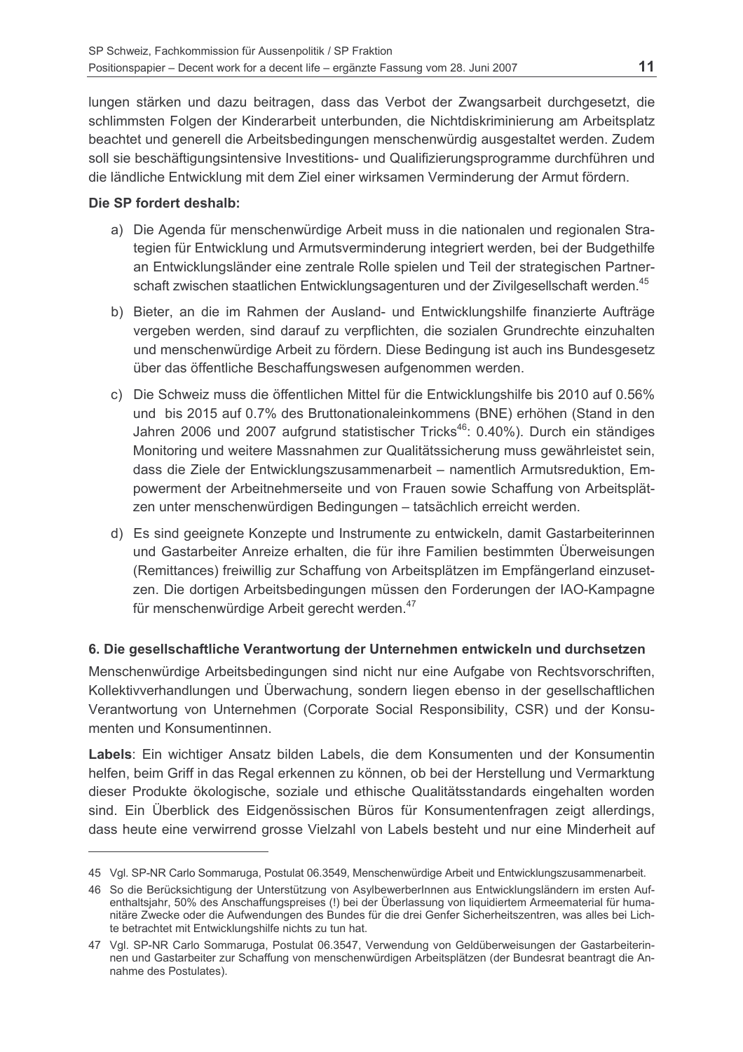lungen stärken und dazu beitragen, dass das Verbot der Zwangsarbeit durchgesetzt, die schlimmsten Folgen der Kinderarbeit unterbunden, die Nichtdiskriminierung am Arbeitsplatz beachtet und generell die Arbeitsbedingungen menschenwürdig ausgestaltet werden. Zudem soll sie beschäftigungsintensive Investitions- und Qualifizierungsprogramme durchführen und die ländliche Entwicklung mit dem Ziel einer wirksamen Verminderung der Armut fördern.

**Die SP fordert deshalb:**

a) Die Agenda für menschenwürdige Arbeit muss in die nationalen und regionalen Strategien für Entwicklung und Armutsverminderung integriert werden, bei der Budgethilfe an Entwicklungsländer eine zentrale Rolle spielen und Teil der strategischen Partnerschaft zwischen staatlichen Entwicklungsagenturen und der Zivilgesellschaft werden.[45]

b) Bieter, an die im Rahmen der Ausland- und Entwicklungshilfe finanzierte Aufträge vergeben werden, sind darauf zu verpflichten, die sozialen Grundrechte einzuhalten und menschenwürdige Arbeit zu fördern. Diese Bedingung ist auch ins Bundesgesetz über das öffentliche Beschaffungswesen aufgenommen werden.

c) Die Schweiz muss die öffentlichen Mittel für die Entwicklungshilfe bis 2010 auf 0.56% und bis 2015 auf 0.7% des Bruttonationaleinkommens (BNE) erhöhen (Stand in den Jahren 2006 und 2007 aufgrund statistischer Tricks[46]: 0.40%). Durch ein ständiges Monitoring und weitere Massnahmen zur Qualitätssicherung muss gewährleistet sein, dass die Ziele der Entwicklungszusammenarbeit – namentlich Armutsreduktion, Empowerment der Arbeitnehmerseite und von Frauen sowie Schaffung von Arbeitsplätzen unter menschenwürdigen Bedingungen – tatsächlich erreicht werden.

d) Es sind geeignete Konzepte und Instrumente zu entwickeln, damit Gastarbeiterinnen und Gastarbeiter Anreize erhalten, die für ihre Familien bestimmten Überweisungen (Remittances) freiwillig zur Schaffung von Arbeitsplätzen im Empfängerland einzusetzen. Die dortigen Arbeitsbedingungen müssen den Forderungen der IAO-Kampagne für menschenwürdige Arbeit gerecht werden.[47]

### 6. Die gesellschaftliche Verantwortung der Unternehmen entwickeln und durchsetzen

Menschenwürdige Arbeitsbedingungen sind nicht nur eine Aufgabe von Rechtsvorschriften, Kollektivverhandlungen und Überwachung, sondern liegen ebenso in der gesellschaftlichen Verantwortung von Unternehmen (Corporate Social Responsibility, CSR) und der Konsumenten und Konsumentinnen.

**Labels**: Ein wichtiger Ansatz bilden Labels, die dem Konsumenten und der Konsumentin helfen, beim Griff in das Regal erkennen zu können, ob bei der Herstellung und Vermarktung dieser Produkte ökologische, soziale und ethische Qualitätsstandards eingehalten worden sind. Ein Überblick des Eidgenössischen Büros für Konsumentenfragen zeigt allerdings, dass heute eine verwirrend grosse Vielzahl von Labels besteht und nur eine Minderheit auf

---

45 Vgl. SP-NR Carlo Sommaruga, Postulat 06.3549, Menschenwürdige Arbeit und Entwicklungszusammenarbeit.

46 So die Berücksichtigung der Unterstützung von AsylbewerberInnen aus Entwicklungsländern im ersten Aufenthaltsjahr, 50% des Anschaffungspreises (!) bei der Überlassung von liquidiertem Armeematerial für humanitäre Zwecke oder die Aufwendungen des Bundes für die drei Genfer Sicherheitszentren, was alles bei Lichte betrachtet mit Entwicklungshilfe nichts zu tun hat.

47 Vgl. SP-NR Carlo Sommaruga, Postulat 06.3547, Verwendung von Geldüberweisungen der Gastarbeiterinnen und Gastarbeiter zur Schaffung von menschenwürdigen Arbeitsplätzen (der Bundesrat beantragt die Annahme des Postulates).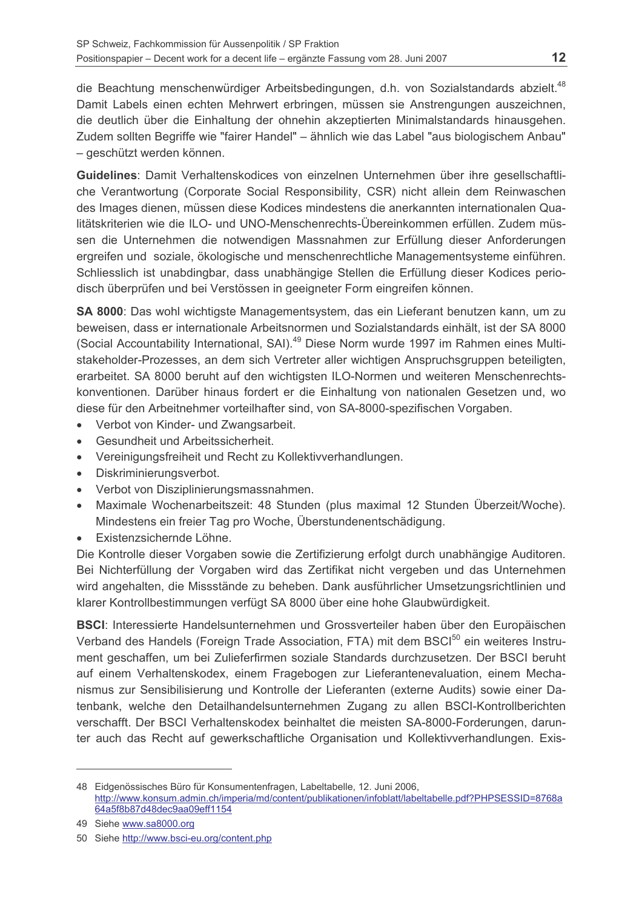die Beachtung menschenwürdiger Arbeitsbedingungen, d.h. von Sozialstandards abzielt.[48] Damit Labels einen echten Mehrwert erbringen, müssen sie Anstrengungen auszeichnen, die deutlich über die Einhaltung der ohnehin akzeptierten Minimalstandards hinausgehen. Zudem sollten Begriffe wie "fairer Handel" – ähnlich wie das Label "aus biologischem Anbau" – geschützt werden können.

**Guidelines**: Damit Verhaltenskodices von einzelnen Unternehmen über ihre gesellschaftliche Verantwortung (Corporate Social Responsibility, CSR) nicht allein dem Reinwaschen des Images dienen, müssen diese Kodices mindestens die anerkannten internationalen Qualitätskriterien wie die ILO- und UNO-Menschenrechts-Übereinkommen erfüllen. Zudem müssen die Unternehmen die notwendigen Massnahmen zur Erfüllung dieser Anforderungen ergreifen und soziale, ökologische und menschenrechtliche Managementsysteme einführen. Schliesslich ist unabdingbar, dass unabhängige Stellen die Erfüllung dieser Kodices periodisch überprüfen und bei Verstössen in geeigneter Form eingreifen können.

**SA 8000**: Das wohl wichtigste Managementsystem, das ein Lieferant benutzen kann, um zu beweisen, dass er internationale Arbeitsnormen und Sozialstandards einhält, ist der SA 8000 (Social Accountability International, SAI).[49] Diese Norm wurde 1997 im Rahmen eines Multistakeholder-Prozesses, an dem sich Vertreter aller wichtigen Anspruchsgruppen beteiligten, erarbeitet. SA 8000 beruht auf den wichtigsten ILO-Normen und weiteren Menschenrechtskonventionen. Darüber hinaus fordert er die Einhaltung von nationalen Gesetzen und, wo diese für den Arbeitnehmer vorteilhafter sind, von SA-8000-spezifischen Vorgaben.

- Verbot von Kinder- und Zwangsarbeit.
- Gesundheit und Arbeitssicherheit.
- Vereinigungsfreiheit und Recht zu Kollektivverhandlungen.
- Diskriminierungsverbot.
- Verbot von Disziplinierungsmassnahmen.
- Maximale Wochenarbeitszeit: 48 Stunden (plus maximal 12 Stunden Überzeit/Woche). Mindestens ein freier Tag pro Woche, Überstundenentschädigung.
- Existenzsichernde Löhne.

Die Kontrolle dieser Vorgaben sowie die Zertifizierung erfolgt durch unabhängige Auditoren. Bei Nichterfüllung der Vorgaben wird das Zertifikat nicht vergeben und das Unternehmen wird angehalten, die Missstände zu beheben. Dank ausführlicher Umsetzungsrichtlinien und klarer Kontrollbestimmungen verfügt SA 8000 über eine hohe Glaubwürdigkeit.

**BSCI**: Interessierte Handelsunternehmen und Grossverteiler haben über den Europäischen Verband des Handels (Foreign Trade Association, FTA) mit dem BSCI[50] ein weiteres Instrument geschaffen, um bei Zulieferfirmen soziale Standards durchzusetzen. Der BSCI beruht auf einem Verhaltenskodex, einem Fragebogen zur Lieferantenevaluation, einem Mechanismus zur Sensibilisierung und Kontrolle der Lieferanten (externe Audits) sowie einer Datenbank, welche den Detailhandelsunternehmen Zugang zu allen BSCI-Kontrollberichten verschafft. Der BSCI Verhaltenskodex beinhaltet die meisten SA-8000-Forderungen, darunter auch das Recht auf gewerkschaftliche Organisation und Kollektivverhandlungen. Exis-

---

48 Eidgenössisches Büro für Konsumentenfragen, Labeltabelle, 12. Juni 2006, http://www.konsum.admin.ch/imperia/md/content/publikationen/infoblatt/labeltabelle.pdf?PHPSESSID=8768a64a5f8b87d48dec9aa09eff1154

49 Siehe www.sa8000.org

50 Siehe http://www.bsci-eu.org/content.php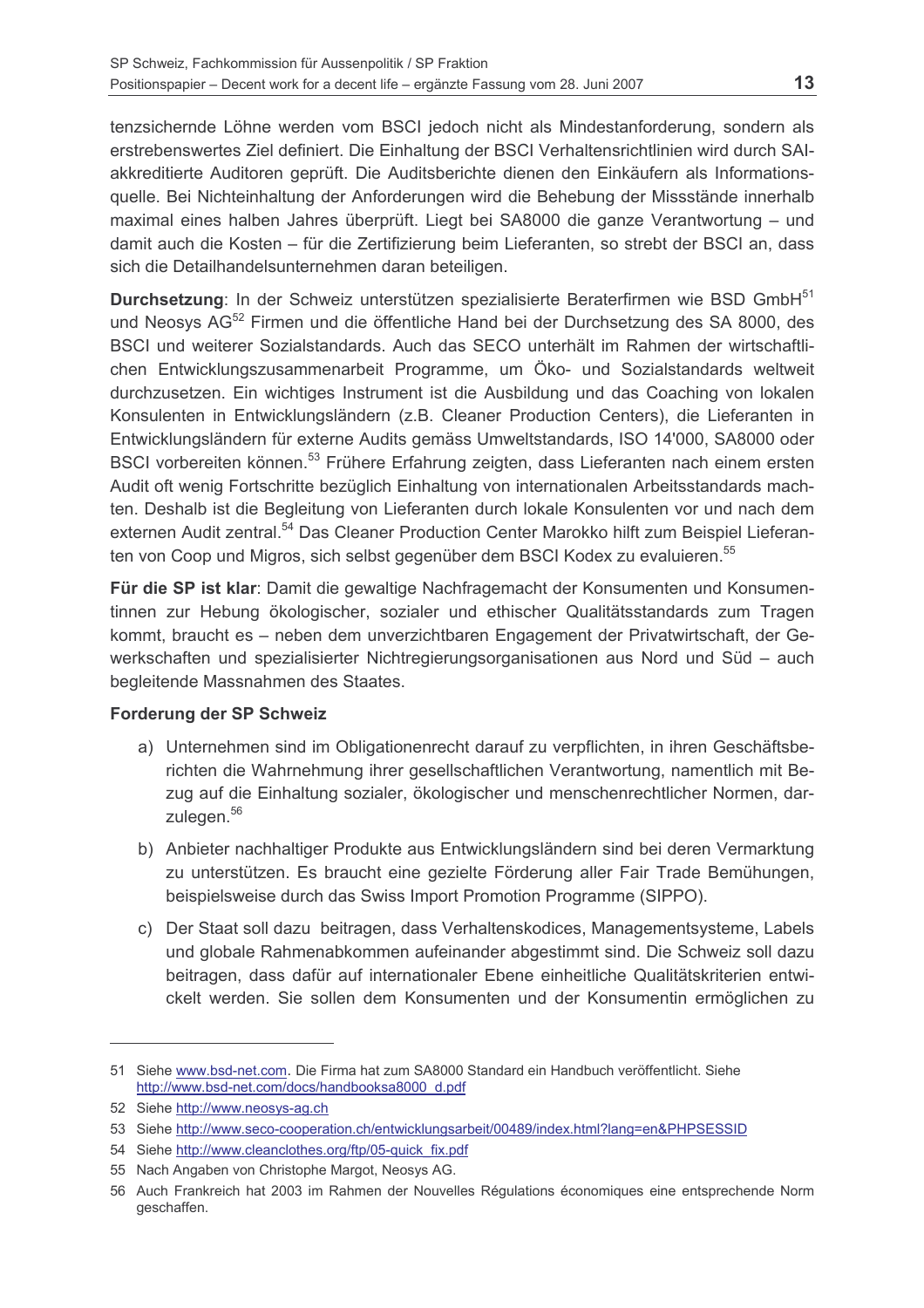tenzsichernde Löhne werden vom BSCI jedoch nicht als Mindestanforderung, sondern als erstrebenswertes Ziel definiert. Die Einhaltung der BSCI Verhaltensrichtlinien wird durch SAI-akkreditierte Auditoren geprüft. Die Auditsberichte dienen den Einkäufern als Informationsquelle. Bei Nichteinhaltung der Anforderungen wird die Behebung der Missstände innerhalb maximal eines halben Jahres überprüft. Liegt bei SA8000 die ganze Verantwortung – und damit auch die Kosten – für die Zertifizierung beim Lieferanten, so strebt der BSCI an, dass sich die Detailhandelsunternehmen daran beteiligen.

**Durchsetzung**: In der Schweiz unterstützen spezialisierte Beraterfirmen wie BSD GmbH[51] und Neosys AG[52] Firmen und die öffentliche Hand bei der Durchsetzung des SA 8000, des BSCI und weiterer Sozialstandards. Auch das SECO unterhält im Rahmen der wirtschaftlichen Entwicklungszusammenarbeit Programme, um Öko- und Sozialstandards weltweit durchzusetzen. Ein wichtiges Instrument ist die Ausbildung und das Coaching von lokalen Konsulenten in Entwicklungsländern (z.B. Cleaner Production Centers), die Lieferanten in Entwicklungsländern für externe Audits gemäss Umweltstandards, ISO 14'000, SA8000 oder BSCI vorbereiten können.[53] Frühere Erfahrung zeigten, dass Lieferanten nach einem ersten Audit oft wenig Fortschritte bezüglich Einhaltung von internationalen Arbeitsstandards machten. Deshalb ist die Begleitung von Lieferanten durch lokale Konsulenten vor und nach dem externen Audit zentral.[54] Das Cleaner Production Center Marokko hilft zum Beispiel Lieferanten von Coop und Migros, sich selbst gegenüber dem BSCI Kodex zu evaluieren.[55]

**Für die SP ist klar**: Damit die gewaltige Nachfragemacht der Konsumenten und Konsumentinnen zur Hebung ökologischer, sozialer und ethischer Qualitätsstandards zum Tragen kommt, braucht es – neben dem unverzichtbaren Engagement der Privatwirtschaft, der Gewerkschaften und spezialisierter Nichtregierungsorganisationen aus Nord und Süd – auch begleitende Massnahmen des Staates.

**Forderung der SP Schweiz**

a) Unternehmen sind im Obligationenrecht darauf zu verpflichten, in ihren Geschäftsberichten die Wahrnehmung ihrer gesellschaftlichen Verantwortung, namentlich mit Bezug auf die Einhaltung sozialer, ökologischer und menschenrechtlicher Normen, darzulegen.[56]

b) Anbieter nachhaltiger Produkte aus Entwicklungsländern sind bei deren Vermarktung zu unterstützen. Es braucht eine gezielte Förderung aller Fair Trade Bemühungen, beispielsweise durch das Swiss Import Promotion Programme (SIPPO).

c) Der Staat soll dazu beitragen, dass Verhaltenskodices, Managementsysteme, Labels und globale Rahmenabkommen aufeinander abgestimmt sind. Die Schweiz soll dazu beitragen, dass dafür auf internationaler Ebene einheitliche Qualitätskriterien entwickelt werden. Sie sollen dem Konsumenten und der Konsumentin ermöglichen zu

---

51 Siehe www.bsd-net.com. Die Firma hat zum SA8000 Standard ein Handbuch veröffentlicht. Siehe http://www.bsd-net.com/docs/handbooksa8000_d.pdf

52 Siehe http://www.neosys-ag.ch

53 Siehe http://www.seco-cooperation.ch/entwicklungsarbeit/00489/index.html?lang=en&PHPSESSID

54 Siehe http://www.cleanclothes.org/ftp/05-quick_fix.pdf

55 Nach Angaben von Christophe Margot, Neosys AG.

56 Auch Frankreich hat 2003 im Rahmen der Nouvelles Régulations économiques eine entsprechende Norm geschaffen.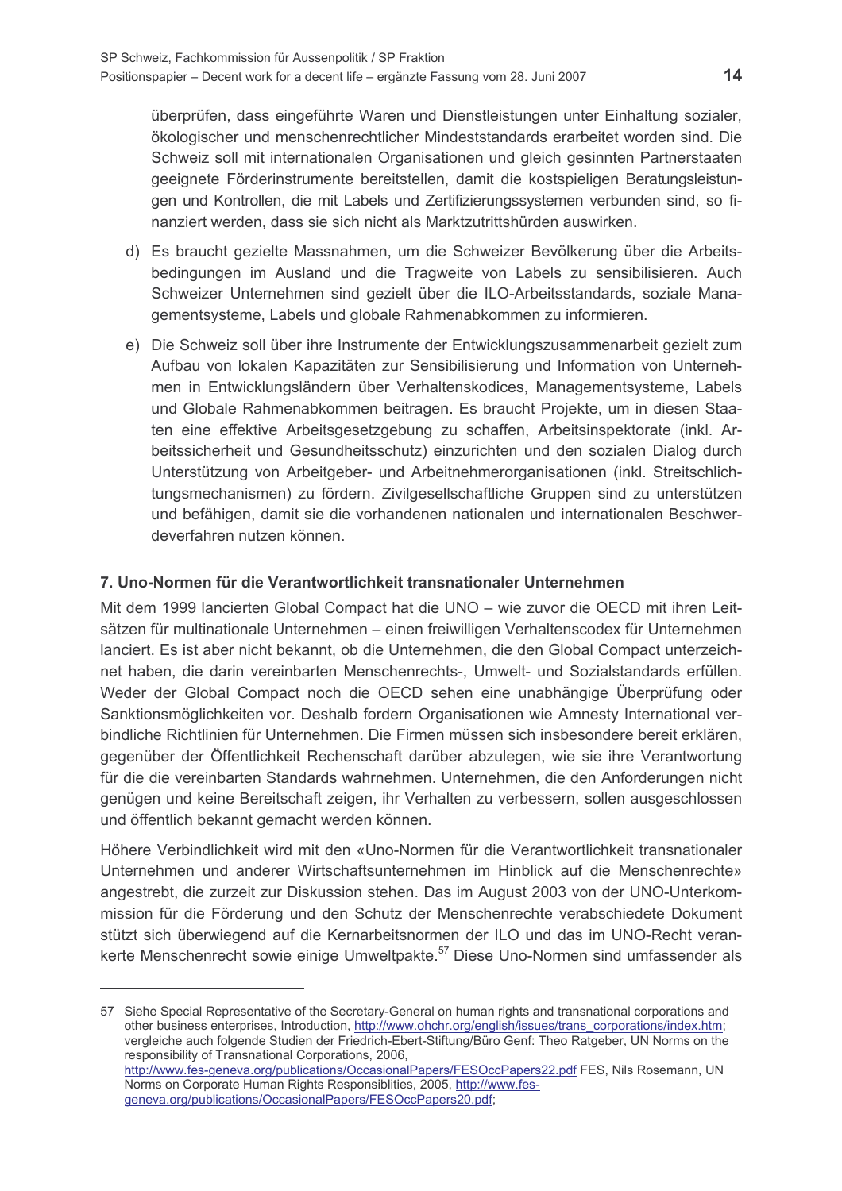überprüfen, dass eingeführte Waren und Dienstleistungen unter Einhaltung sozialer, ökologischer und menschenrechtlicher Mindeststandards erarbeitet worden sind. Die Schweiz soll mit internationalen Organisationen und gleich gesinnten Partnerstaaten geeignete Förderinstrumente bereitstellen, damit die kostspieligen Beratungsleistungen und Kontrollen, die mit Labels und Zertifizierungssystemen verbunden sind, so finanziert werden, dass sie sich nicht als Marktzutrittshürden auswirken.

d) Es braucht gezielte Massnahmen, um die Schweizer Bevölkerung über die Arbeitsbedingungen im Ausland und die Tragweite von Labels zu sensibilisieren. Auch Schweizer Unternehmen sind gezielt über die ILO-Arbeitsstandards, soziale Managementsysteme, Labels und globale Rahmenabkommen zu informieren.

e) Die Schweiz soll über ihre Instrumente der Entwicklungszusammenarbeit gezielt zum Aufbau von lokalen Kapazitäten zur Sensibilisierung und Information von Unternehmen in Entwicklungsländern über Verhaltenskodices, Managementsysteme, Labels und Globale Rahmenabkommen beitragen. Es braucht Projekte, um in diesen Staaten eine effektive Arbeitsgesetzgebung zu schaffen, Arbeitsinspektorate (inkl. Arbeitssicherheit und Gesundheitsschutz) einzurichten und den sozialen Dialog durch Unterstützung von Arbeitgeber- und Arbeitnehmerorganisationen (inkl. Streitschlichtungsmechanismen) zu fördern. Zivilgesellschaftliche Gruppen sind zu unterstützen und befähigen, damit sie die vorhandenen nationalen und internationalen Beschwerdeverfahren nutzen können.

## 7. Uno-Normen für die Verantwortlichkeit transnationaler Unternehmen

Mit dem 1999 lancierten Global Compact hat die UNO – wie zuvor die OECD mit ihren Leitsätzen für multinationale Unternehmen – einen freiwilligen Verhaltenscodex für Unternehmen lanciert. Es ist aber nicht bekannt, ob die Unternehmen, die den Global Compact unterzeichnet haben, die darin vereinbarten Menschenrechts-, Umwelt- und Sozialstandards erfüllen. Weder der Global Compact noch die OECD sehen eine unabhängige Überprüfung oder Sanktionsmöglichkeiten vor. Deshalb fordern Organisationen wie Amnesty International verbindliche Richtlinien für Unternehmen. Die Firmen müssen sich insbesondere bereit erklären, gegenüber der Öffentlichkeit Rechenschaft darüber abzulegen, wie sie ihre Verantwortung für die die vereinbarten Standards wahrnehmen. Unternehmen, die den Anforderungen nicht genügen und keine Bereitschaft zeigen, ihr Verhalten zu verbessern, sollen ausgeschlossen und öffentlich bekannt gemacht werden können.

Höhere Verbindlichkeit wird mit den «Uno-Normen für die Verantwortlichkeit transnationaler Unternehmen und anderer Wirtschaftsunternehmen im Hinblick auf die Menschenrechte» angestrebt, die zurzeit zur Diskussion stehen. Das im August 2003 von der UNO-Unterkommission für die Förderung und den Schutz der Menschenrechte verabschiedete Dokument stützt sich überwiegend auf die Kernarbeitsnormen der ILO und das im UNO-Recht verankerte Menschenrecht sowie einige Umweltpakte.[57] Diese Uno-Normen sind umfassender als

---

57 Siehe Special Representative of the Secretary-General on human rights and transnational corporations and other business enterprises, Introduction, http://www.ohchr.org/english/issues/trans_corporations/index.htm; vergleiche auch folgende Studien der Friedrich-Ebert-Stiftung/Büro Genf: Theo Ratgeber, UN Norms on the responsibility of Transnational Corporations, 2006, http://www.fes-geneva.org/publications/OccasionalPapers/FESOccPapers22.pdf FES, Nils Rosemann, UN Norms on Corporate Human Rights Responsiblities, 2005, http://www.fes-geneva.org/publications/OccasionalPapers/FESOccPapers20.pdf;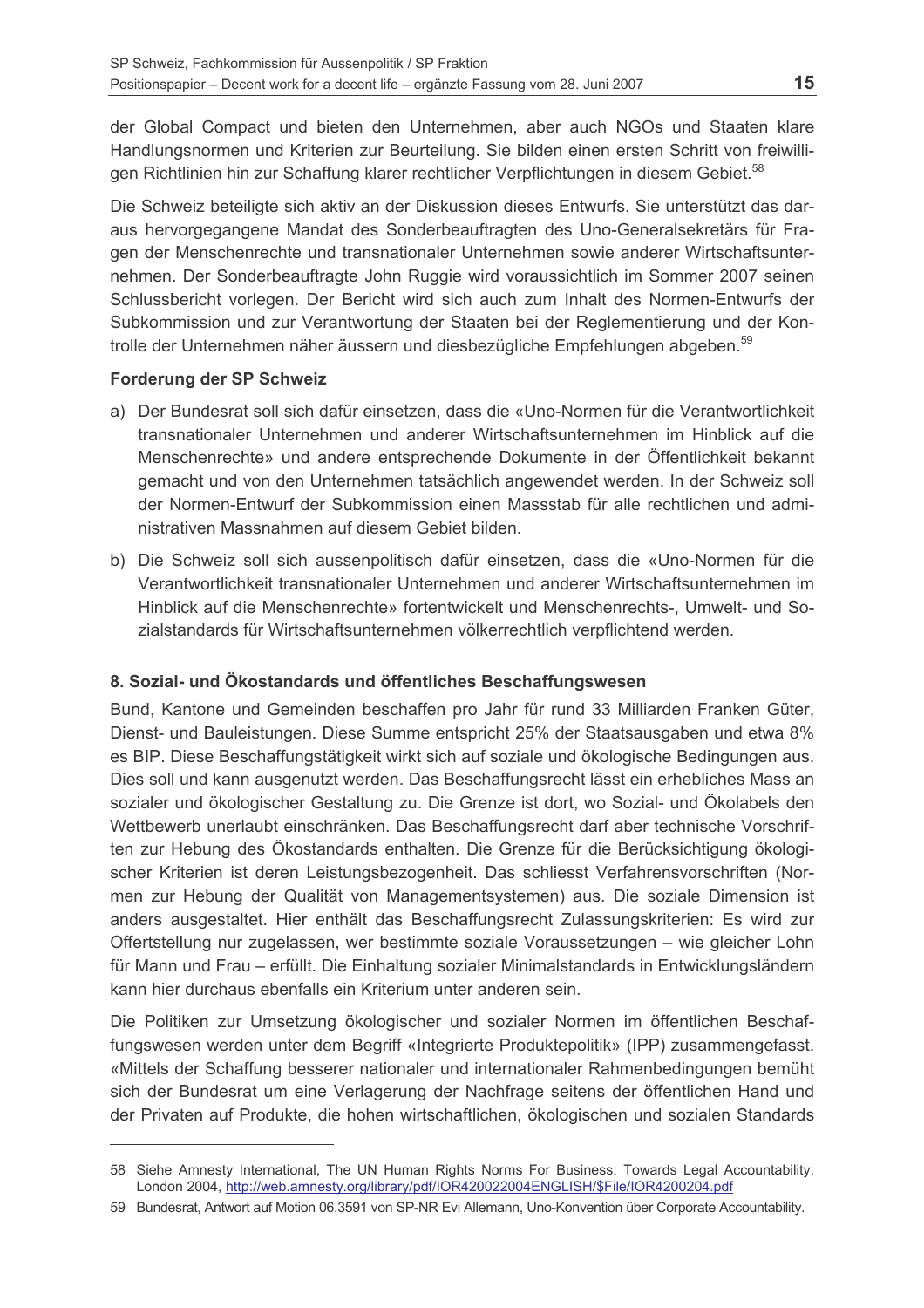der Global Compact und bieten den Unternehmen, aber auch NGOs und Staaten klare Handlungsnormen und Kriterien zur Beurteilung. Sie bilden einen ersten Schritt von freiwilligen Richtlinien hin zur Schaffung klarer rechtlicher Verpflichtungen in diesem Gebiet.[58]

Die Schweiz beteiligte sich aktiv an der Diskussion dieses Entwurfs. Sie unterstützt das daraus hervorgegangene Mandat des Sonderbeauftragten des Uno-Generalsekretärs für Fragen der Menschenrechte und transnationaler Unternehmen sowie anderer Wirtschaftsunternehmen. Der Sonderbeauftragte John Ruggie wird voraussichtlich im Sommer 2007 seinen Schlussbericht vorlegen. Der Bericht wird sich auch zum Inhalt des Normen-Entwurfs der Subkommission und zur Verantwortung der Staaten bei der Reglementierung und der Kontrolle der Unternehmen näher äussern und diesbezügliche Empfehlungen abgeben.[59]

**Forderung der SP Schweiz**

a) Der Bundesrat soll sich dafür einsetzen, dass die «Uno-Normen für die Verantwortlichkeit transnationaler Unternehmen und anderer Wirtschaftsunternehmen im Hinblick auf die Menschenrechte» und andere entsprechende Dokumente in der Öffentlichkeit bekannt gemacht und von den Unternehmen tatsächlich angewendet werden. In der Schweiz soll der Normen-Entwurf der Subkommission einen Massstab für alle rechtlichen und administrativen Massnahmen auf diesem Gebiet bilden.

b) Die Schweiz soll sich aussenpolitisch dafür einsetzen, dass die «Uno-Normen für die Verantwortlichkeit transnationaler Unternehmen und anderer Wirtschaftsunternehmen im Hinblick auf die Menschenrechte» fortentwickelt und Menschenrechts-, Umwelt- und Sozialstandards für Wirtschaftsunternehmen völkerrechtlich verpflichtend werden.

### 8. Sozial- und Ökostandards und öffentliches Beschaffungswesen

Bund, Kantone und Gemeinden beschaffen pro Jahr für rund 33 Milliarden Franken Güter, Dienst- und Bauleistungen. Diese Summe entspricht 25% der Staatsausgaben und etwa 8% es BIP. Diese Beschaffungstätigkeit wirkt sich auf soziale und ökologische Bedingungen aus. Dies soll und kann ausgenutzt werden. Das Beschaffungsrecht lässt ein erhebliches Mass an sozialer und ökologischer Gestaltung zu. Die Grenze ist dort, wo Sozial- und Ökolabels den Wettbewerb unerlaubt einschränken. Das Beschaffungsrecht darf aber technische Vorschriften zur Hebung des Ökostandards enthalten. Die Grenze für die Berücksichtigung ökologischer Kriterien ist deren Leistungsbezogenheit. Das schliesst Verfahrensvorschriften (Normen zur Hebung der Qualität von Managementsystemen) aus. Die soziale Dimension ist anders ausgestaltet. Hier enthält das Beschaffungsrecht Zulassungskriterien: Es wird zur Offertstellung nur zugelassen, wer bestimmte soziale Voraussetzungen – wie gleicher Lohn für Mann und Frau – erfüllt. Die Einhaltung sozialer Minimalstandards in Entwicklungsländern kann hier durchaus ebenfalls ein Kriterium unter anderen sein.

Die Politiken zur Umsetzung ökologischer und sozialer Normen im öffentlichen Beschaffungswesen werden unter dem Begriff «Integrierte Produktepolitik» (IPP) zusammengefasst. «Mittels der Schaffung besserer nationaler und internationaler Rahmenbedingungen bemüht sich der Bundesrat um eine Verlagerung der Nachfrage seitens der öffentlichen Hand und der Privaten auf Produkte, die hohen wirtschaftlichen, ökologischen und sozialen Standards

---

58 Siehe Amnesty International, The UN Human Rights Norms For Business: Towards Legal Accountability, London 2004, http://web.amnesty.org/library/pdf/IOR420022004ENGLISH/$File/IOR4200204.pdf

59 Bundesrat, Antwort auf Motion 06.3591 von SP-NR Evi Allemann, Uno-Konvention über Corporate Accountability.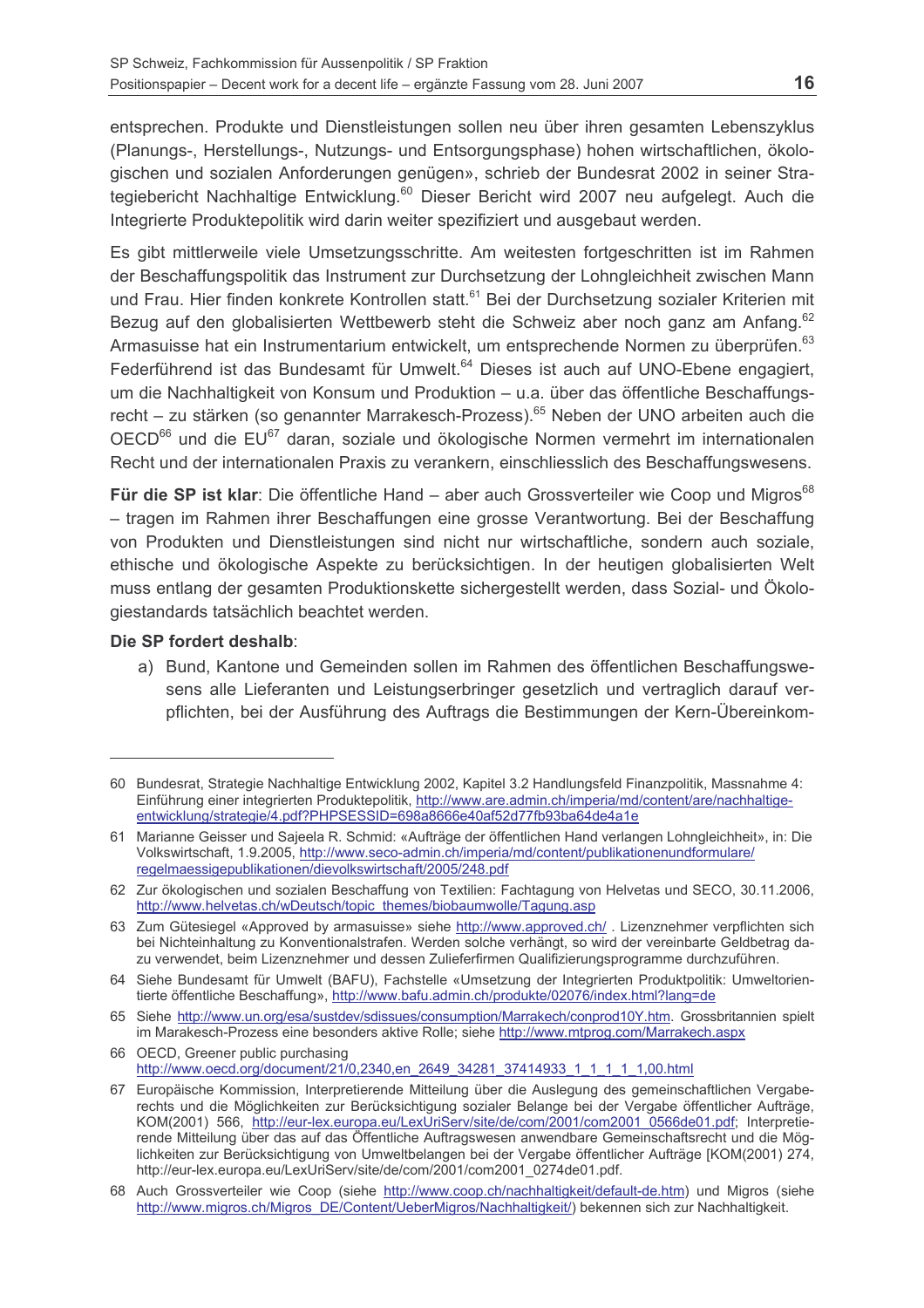entsprechen. Produkte und Dienstleistungen sollen neu über ihren gesamten Lebenszyklus (Planungs-, Herstellungs-, Nutzungs- und Entsorgungsphase) hohen wirtschaftlichen, ökologischen und sozialen Anforderungen genügen», schrieb der Bundesrat 2002 in seiner Strategiebericht Nachhaltige Entwicklung.[60] Dieser Bericht wird 2007 neu aufgelegt. Auch die Integrierte Produktepolitik wird darin weiter spezifiziert und ausgebaut werden.

Es gibt mittlerweile viele Umsetzungsschritte. Am weitesten fortgeschritten ist im Rahmen der Beschaffungspolitik das Instrument zur Durchsetzung der Lohngleichheit zwischen Mann und Frau. Hier finden konkrete Kontrollen statt.[61] Bei der Durchsetzung sozialer Kriterien mit Bezug auf den globalisierten Wettbewerb steht die Schweiz aber noch ganz am Anfang.[62] Armasuisse hat ein Instrumentarium entwickelt, um entsprechende Normen zu überprüfen.[63] Federführend ist das Bundesamt für Umwelt.[64] Dieses ist auch auf UNO-Ebene engagiert, um die Nachhaltigkeit von Konsum und Produktion – u.a. über das öffentliche Beschaffungsrecht – zu stärken (so genannter Marrakesch-Prozess).[65] Neben der UNO arbeiten auch die OECD[66] und die EU[67] daran, soziale und ökologische Normen vermehrt im internationalen Recht und der internationalen Praxis zu verankern, einschliesslich des Beschaffungswesens.

**Für die SP ist klar**: Die öffentliche Hand – aber auch Grossverteiler wie Coop und Migros[68] – tragen im Rahmen ihrer Beschaffungen eine grosse Verantwortung. Bei der Beschaffung von Produkten und Dienstleistungen sind nicht nur wirtschaftliche, sondern auch soziale, ethische und ökologische Aspekte zu berücksichtigen. In der heutigen globalisierten Welt muss entlang der gesamten Produktionskette sichergestellt werden, dass Sozial- und Ökologiestandards tatsächlich beachtet werden.

**Die SP fordert deshalb**:

a) Bund, Kantone und Gemeinden sollen im Rahmen des öffentlichen Beschaffungswesens alle Lieferanten und Leistungserbringer gesetzlich und vertraglich darauf verpflichten, bei der Ausführung des Auftrags die Bestimmungen der Kern-Übereinkom-

---

60 Bundesrat, Strategie Nachhaltige Entwicklung 2002, Kapitel 3.2 Handlungsfeld Finanzpolitik, Massnahme 4: Einführung einer integrierten Produktepolitik, http://www.are.admin.ch/imperia/md/content/are/nachhaltige-entwicklung/strategie/4.pdf?PHPSESSID=698a8666e40af52d77fb93ba64de4a1e

61 Marianne Geisser und Sajeela R. Schmid: «Aufträge der öffentlichen Hand verlangen Lohngleichheit», in: Die Volkswirtschaft, 1.9.2005, http://www.seco-admin.ch/imperia/md/content/publikationenundformulare/regelmaessigepublikationen/dievolkswirtschaft/2005/248.pdf

62 Zur ökologischen und sozialen Beschaffung von Textilien: Fachtagung von Helvetas und SECO, 30.11.2006, http://www.helvetas.ch/wDeutsch/topic_themes/biobaumwolle/Tagung.asp

63 Zum Gütesiegel «Approved by armasuisse» siehe http://www.approved.ch/ . Lizenznehmer verpflichten sich bei Nichteinhaltung zu Konventionalstrafen. Werden solche verhängt, so wird der vereinbarte Geldbetrag dazu verwendet, beim Lizenznehmer und dessen Zulieferfirmen Qualifizierungsprogramme durchzuführen.

64 Siehe Bundesamt für Umwelt (BAFU), Fachstelle «Umsetzung der Integrierten Produktpolitik: Umweltorientierte öffentliche Beschaffung», http://www.bafu.admin.ch/produkte/02076/index.html?lang=de

65 Siehe http://www.un.org/esa/sustdev/sdissues/consumption/Marrakech/conprod10Y.htm. Grossbritannien spielt im Marakesch-Prozess eine besonders aktive Rolle; siehe http://www.mtprog.com/Marrakech.aspx

66 OECD, Greener public purchasing http://www.oecd.org/document/21/0,2340,en_2649_34281_37414933_1_1_1_1_1,00.html

67 Europäische Kommission, Interpretierende Mitteilung über die Auslegung des gemeinschaftlichen Vergaberechts und die Möglichkeiten zur Berücksichtigung sozialer Belange bei der Vergabe öffentlicher Aufträge, KOM(2001) 566, http://eur-lex.europa.eu/LexUriServ/site/de/com/2001/com2001_0566de01.pdf; Interpretierende Mitteilung über das auf das Öffentliche Auftragswesen anwendbare Gemeinschaftsrecht und die Möglichkeiten zur Berücksichtigung von Umweltbelangen bei der Vergabe öffentlicher Aufträge [KOM(2001) 274, http://eur-lex.europa.eu/LexUriServ/site/de/com/2001/com2001_0274de01.pdf.

68 Auch Grossverteiler wie Coop (siehe http://www.coop.ch/nachhaltigkeit/default-de.htm) und Migros (siehe http://www.migros.ch/Migros_DE/Content/UeberMigros/Nachhaltigkeit/) bekennen sich zur Nachhaltigkeit.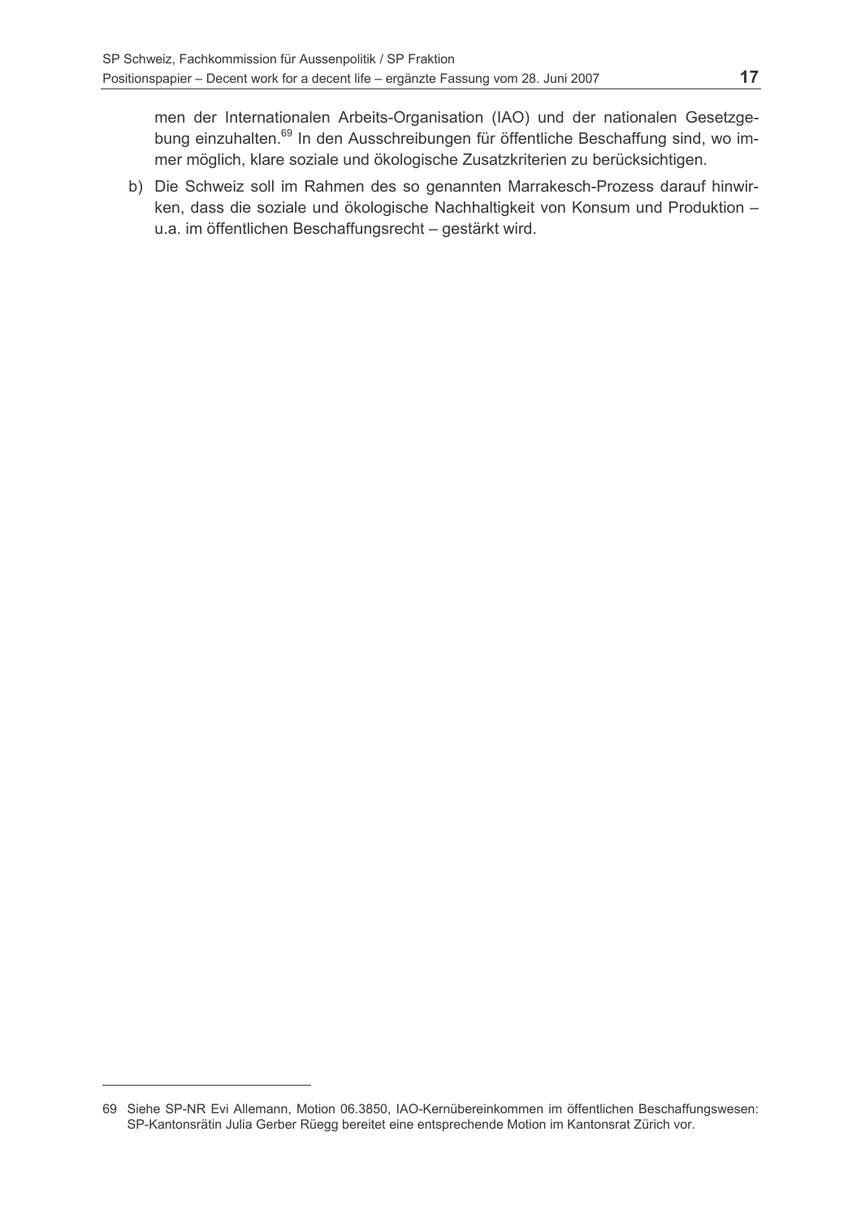men der Internationalen Arbeits-Organisation (IAO) und der nationalen Gesetzgebung einzuhalten.[69] In den Ausschreibungen für öffentliche Beschaffung sind, wo immer möglich, klare soziale und ökologische Zusatzkriterien zu berücksichtigen.

b) Die Schweiz soll im Rahmen des so genannten Marrakesch-Prozess darauf hinwirken, dass die soziale und ökologische Nachhaltigkeit von Konsum und Produktion – u.a. im öffentlichen Beschaffungsrecht – gestärkt wird.

---

69 Siehe SP-NR Evi Allemann, Motion 06.3850, IAO-Kernübereinkommen im öffentlichen Beschaffungswesen: SP-Kantonsrätin Julia Gerber Rüegg bereitet eine entsprechende Motion im Kantonsrat Zürich vor.